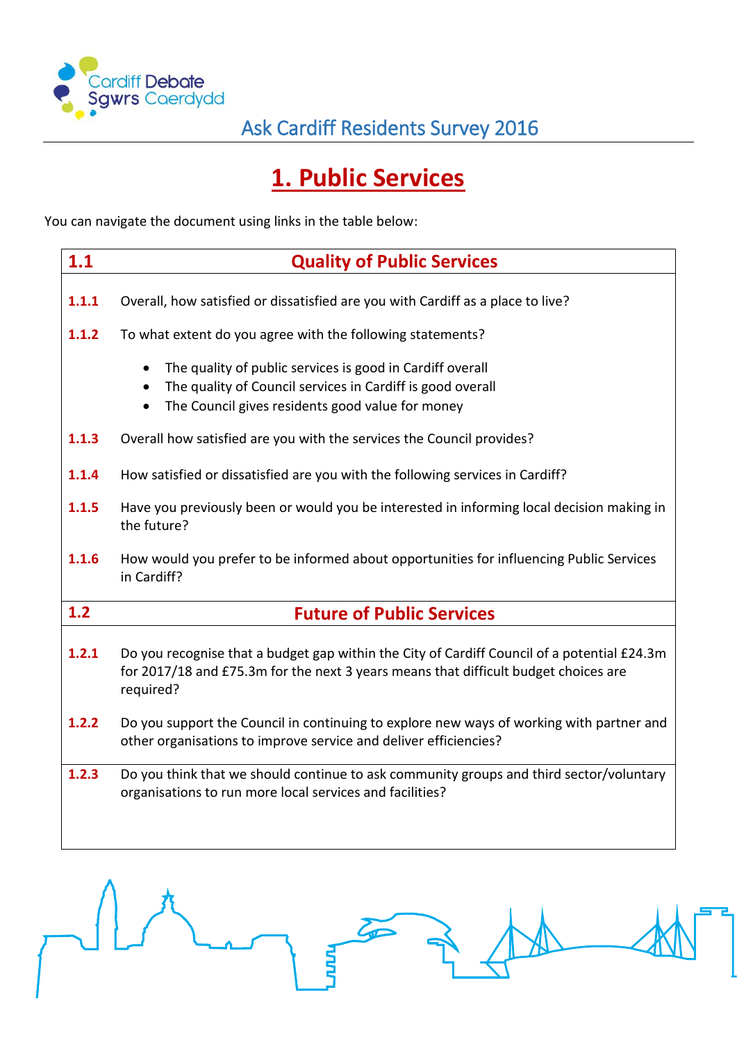Cardiff Debate
Sgwrs Caerdydd

Ask Cardiff Residents Survey 2016

# 1. Public Services

You can navigate the document using links in the table below:

| | |
|---|---|
| **1.1** | **Quality of Public Services** |
| **1.1.1** | Overall, how satisfied or dissatisfied are you with Cardiff as a place to live? |
| **1.1.2** | To what extent do you agree with the following statements?<br>• The quality of public services is good in Cardiff overall<br>• The quality of Council services in Cardiff is good overall<br>• The Council gives residents good value for money |
| **1.1.3** | Overall how satisfied are you with the services the Council provides? |
| **1.1.4** | How satisfied or dissatisfied are you with the following services in Cardiff? |
| **1.1.5** | Have you previously been or would you be interested in informing local decision making in the future? |
| **1.1.6** | How would you prefer to be informed about opportunities for influencing Public Services in Cardiff? |
| **1.2** | **Future of Public Services** |
| **1.2.1** | Do you recognise that a budget gap within the City of Cardiff Council of a potential £24.3m for 2017/18 and £75.3m for the next 3 years means that difficult budget choices are required? |
| **1.2.2** | Do you support the Council in continuing to explore new ways of working with partner and other organisations to improve service and deliver efficiencies? |
| **1.2.3** | Do you think that we should continue to ask community groups and third sector/voluntary organisations to run more local services and facilities? |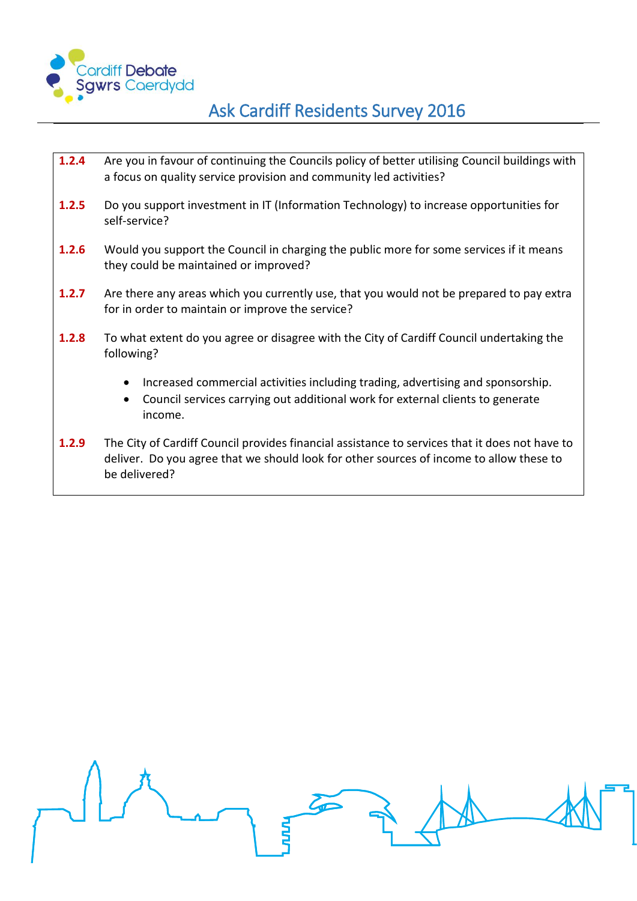**1.2.4** Are you in favour of continuing the Councils policy of better utilising Council buildings with a focus on quality service provision and community led activities?

**1.2.5** Do you support investment in IT (Information Technology) to increase opportunities for self-service?

**1.2.6** Would you support the Council in charging the public more for some services if it means they could be maintained or improved?

**1.2.7** Are there any areas which you currently use, that you would not be prepared to pay extra for in order to maintain or improve the service?

**1.2.8** To what extent do you agree or disagree with the City of Cardiff Council undertaking the following?

- Increased commercial activities including trading, advertising and sponsorship.
- Council services carrying out additional work for external clients to generate income.

**1.2.9** The City of Cardiff Council provides financial assistance to services that it does not have to deliver. Do you agree that we should look for other sources of income to allow these to be delivered?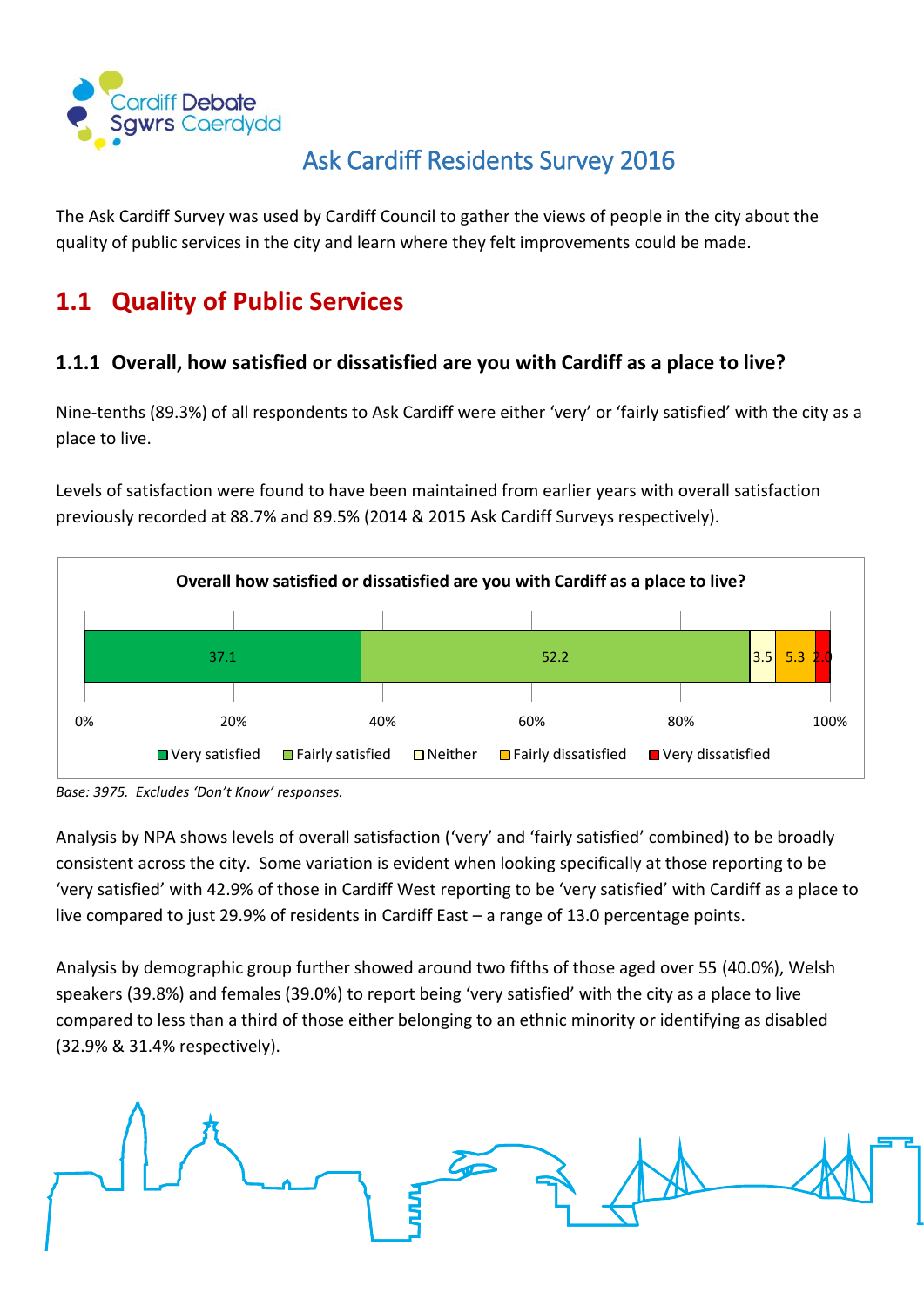# Ask Cardiff Residents Survey 2016

The Ask Cardiff Survey was used by Cardiff Council to gather the views of people in the city about the quality of public services in the city and learn where they felt improvements could be made.

## 1.1 Quality of Public Services

### 1.1.1 Overall, how satisfied or dissatisfied are you with Cardiff as a place to live?

Nine-tenths (89.3%) of all respondents to Ask Cardiff were either 'very' or 'fairly satisfied' with the city as a place to live.

Levels of satisfaction were found to have been maintained from earlier years with overall satisfaction previously recorded at 88.7% and 89.5% (2014 & 2015 Ask Cardiff Surveys respectively).

**Overall how satisfied or dissatisfied are you with Cardiff as a place to live?**

| Very satisfied | Fairly satisfied | Neither | Fairly dissatisfied | Very dissatisfied |
|---|---|---|---|---|
| 37.1 | 52.2 | 3.5 | 5.3 | 2.0 |

*Base: 3975. Excludes 'Don't Know' responses.*

Analysis by NPA shows levels of overall satisfaction ('very' and 'fairly satisfied' combined) to be broadly consistent across the city. Some variation is evident when looking specifically at those reporting to be 'very satisfied' with 42.9% of those in Cardiff West reporting to be 'very satisfied' with Cardiff as a place to live compared to just 29.9% of residents in Cardiff East – a range of 13.0 percentage points.

Analysis by demographic group further showed around two fifths of those aged over 55 (40.0%), Welsh speakers (39.8%) and females (39.0%) to report being 'very satisfied' with the city as a place to live compared to less than a third of those either belonging to an ethnic minority or identifying as disabled (32.9% & 31.4% respectively).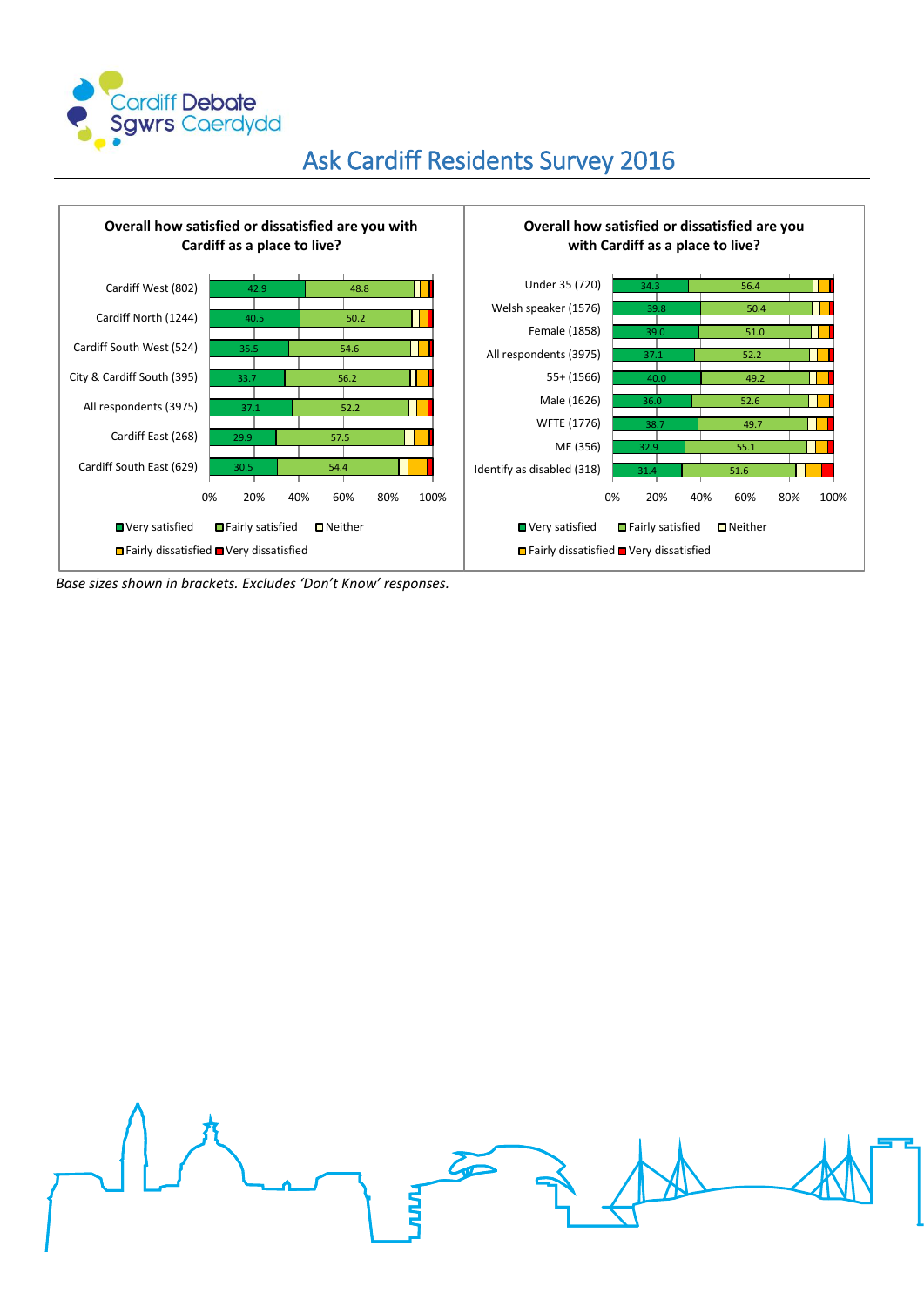# Ask Cardiff Residents Survey 2016

**Overall how satisfied or dissatisfied are you with Cardiff as a place to live?**

| Area | Very satisfied | Fairly satisfied |
|---|---|---|
| Cardiff West (802) | 42.9 | 48.8 |
| Cardiff North (1244) | 40.5 | 50.2 |
| Cardiff South West (524) | 35.5 | 54.6 |
| City & Cardiff South (395) | 33.7 | 56.2 |
| All respondents (3975) | 37.1 | 52.2 |
| Cardiff East (268) | 29.9 | 57.5 |
| Cardiff South East (629) | 30.5 | 54.4 |

Very satisfied / Fairly satisfied / Neither / Fairly dissatisfied / Very dissatisfied

**Overall how satisfied or dissatisfied are you with Cardiff as a place to live?**

| Group | Very satisfied | Fairly satisfied |
|---|---|---|
| Under 35 (720) | 34.3 | 56.4 |
| Welsh speaker (1576) | 39.8 | 50.4 |
| Female (1858) | 39.0 | 51.0 |
| All respondents (3975) | 37.1 | 52.2 |
| 55+ (1566) | 40.0 | 49.2 |
| Male (1626) | 36.0 | 52.6 |
| WFTE (1776) | 38.7 | 49.7 |
| ME (356) | 32.9 | 55.1 |
| Identify as disabled (318) | 31.4 | 51.6 |

Very satisfied / Fairly satisfied / Neither / Fairly dissatisfied / Very dissatisfied

*Base sizes shown in brackets. Excludes 'Don't Know' responses.*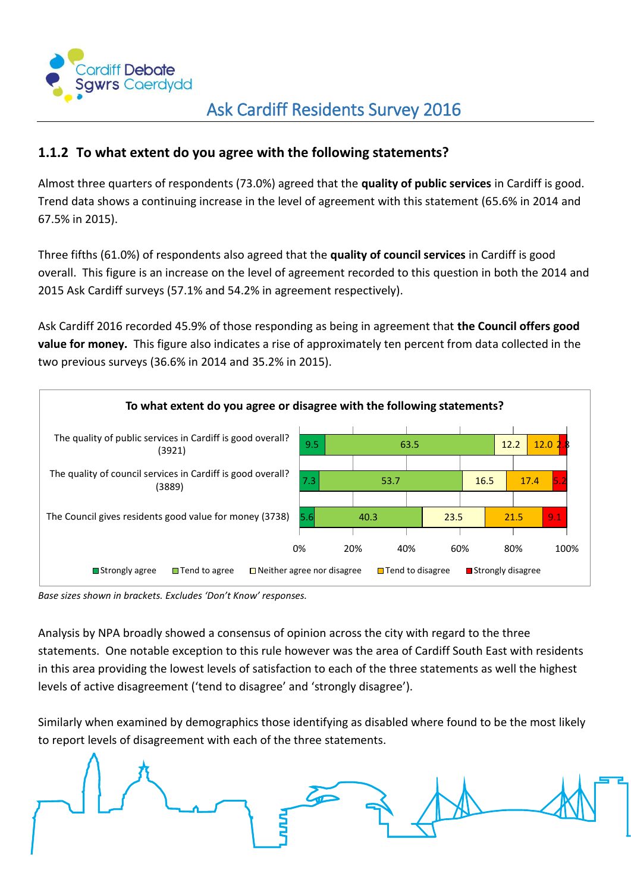## 1.1.2 To what extent do you agree with the following statements?

Almost three quarters of respondents (73.0%) agreed that the **quality of public services** in Cardiff is good. Trend data shows a continuing increase in the level of agreement with this statement (65.6% in 2014 and 67.5% in 2015).

Three fifths (61.0%) of respondents also agreed that the **quality of council services** in Cardiff is good overall. This figure is an increase on the level of agreement recorded to this question in both the 2014 and 2015 Ask Cardiff surveys (57.1% and 54.2% in agreement respectively).

Ask Cardiff 2016 recorded 45.9% of those responding as being in agreement that **the Council offers good value for money.** This figure also indicates a rise of approximately ten percent from data collected in the two previous surveys (36.6% in 2014 and 35.2% in 2015).

**To what extent do you agree or disagree with the following statements?**

| Statement | Strongly agree | Tend to agree | Neither agree nor disagree | Tend to disagree | Strongly disagree |
|---|---|---|---|---|---|
| The quality of public services in Cardiff is good overall? (3921) | 9.5 | 63.5 | 12.2 | 12.0 | 2.8 |
| The quality of council services in Cardiff is good overall? (3889) | 7.3 | 53.7 | 16.5 | 17.4 | 5.2 |
| The Council gives residents good value for money (3738) | 5.6 | 40.3 | 23.5 | 21.5 | 9.1 |

*Base sizes shown in brackets. Excludes 'Don't Know' responses.*

Analysis by NPA broadly showed a consensus of opinion across the city with regard to the three statements. One notable exception to this rule however was the area of Cardiff South East with residents in this area providing the lowest levels of satisfaction to each of the three statements as well the highest levels of active disagreement ('tend to disagree' and 'strongly disagree').

Similarly when examined by demographics those identifying as disabled where found to be the most likely to report levels of disagreement with each of the three statements.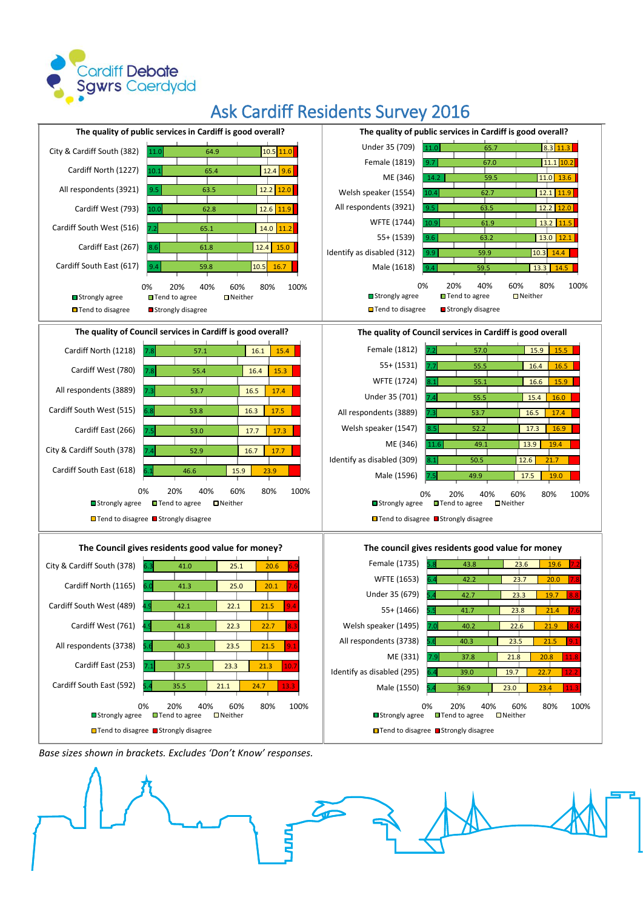Cardiff Debate
Sgwrs Caerdydd

# Ask Cardiff Residents Survey 2016

### The quality of public services in Cardiff is good overall?

| | Strongly agree | Tend to agree | Neither | Tend to disagree |
|---|---|---|---|---|
| City & Cardiff South (382) | 11.0 | 64.9 | 10.5 | 11.0 |
| Cardiff North (1227) | 10.1 | 65.4 | 12.4 | 9.6 |
| All respondents (3921) | 9.5 | 63.5 | 12.2 | 12.0 |
| Cardiff West (793) | 10.0 | 62.8 | 12.6 | 11.9 |
| Cardiff South West (516) | 7.2 | 65.1 | 14.0 | 11.2 |
| Cardiff East (267) | 8.6 | 61.8 | 12.4 | 15.0 |
| Cardiff South East (617) | 9.4 | 59.8 | 10.5 | 16.7 |

### The quality of public services in Cardiff is good overall?

| | Strongly agree | Tend to agree | Neither | Tend to disagree |
|---|---|---|---|---|
| Under 35 (709) | 11.0 | 65.7 | 8.3 | 11.3 |
| Female (1819) | 9.7 | 67.0 | 11.1 | 10.2 |
| ME (346) | 14.2 | 59.5 | 11.0 | 13.6 |
| Welsh speaker (1554) | 10.4 | 62.7 | 12.1 | 11.9 |
| All respondents (3921) | 9.5 | 63.5 | 12.2 | 12.0 |
| WFTE (1744) | 10.9 | 61.9 | 13.2 | 11.5 |
| 55+ (1539) | 9.6 | 63.2 | 13.0 | 12.1 |
| Identify as disabled (312) | 9.9 | 59.9 | 10.3 | 14.4 |
| Male (1618) | 9.4 | 59.5 | 13.3 | 14.5 |

### The quality of Council services in Cardiff is good overall?

| | Strongly agree | Tend to agree | Neither | Tend to disagree |
|---|---|---|---|---|
| Cardiff North (1218) | 7.8 | 57.1 | 16.1 | 15.4 |
| Cardiff West (780) | 7.8 | 55.4 | 16.4 | 15.3 |
| All respondents (3889) | 7.3 | 53.7 | 16.5 | 17.4 |
| Cardiff South West (515) | 6.8 | 53.8 | 16.3 | 17.5 |
| Cardiff East (266) | 7.5 | 53.0 | 17.7 | 17.3 |
| City & Cardiff South (378) | 7.4 | 52.9 | 16.7 | 17.7 |
| Cardiff South East (618) | 6.1 | 46.6 | 15.9 | 23.9 |

### The quality of Council services in Cardiff is good overall

| | Strongly agree | Tend to agree | Neither | Tend to disagree |
|---|---|---|---|---|
| Female (1812) | 7.2 | 57.0 | 15.9 | 15.5 |
| 55+ (1531) | 7.7 | 55.5 | 16.4 | 16.5 |
| WFTE (1724) | 8.1 | 55.1 | 16.6 | 15.9 |
| Under 35 (701) | 7.4 | 55.5 | 15.4 | 16.0 |
| All respondents (3889) | 7.3 | 53.7 | 16.5 | 17.4 |
| Welsh speaker (1547) | 8.5 | 52.2 | 17.3 | 16.9 |
| ME (346) | 11.6 | 49.1 | 13.9 | 19.4 |
| Identify as disabled (309) | 8.1 | 50.5 | 12.6 | 21.7 |
| Male (1596) | 7.5 | 49.9 | 17.5 | 19.0 |

### The Council gives residents good value for money?

| | Strongly agree | Tend to agree | Neither | Tend to disagree | Strongly disagree |
|---|---|---|---|---|---|
| City & Cardiff South (378) | 6.3 | 41.0 | 25.1 | 20.6 | 6.9 |
| Cardiff North (1165) | 6.0 | 41.3 | 25.0 | 20.1 | 7.6 |
| Cardiff South West (489) | 4.9 | 42.1 | 22.1 | 21.5 | 9.4 |
| Cardiff West (761) | 4.9 | 41.8 | 22.3 | 22.7 | 8.3 |
| All respondents (3738) | 5.6 | 40.3 | 23.5 | 21.5 | 9.1 |
| Cardiff East (253) | 7.1 | 37.5 | 23.3 | 21.3 | 10.7 |
| Cardiff South East (592) | 5.4 | 35.5 | 21.1 | 24.7 | 13.3 |

### The council gives residents good value for money

| | Strongly agree | Tend to agree | Neither | Tend to disagree | Strongly disagree |
|---|---|---|---|---|---|
| Female (1735) | 5.8 | 43.8 | 23.6 | 19.6 | 7.2 |
| WFTE (1653) | 6.4 | 42.2 | 23.7 | 20.0 | 7.8 |
| Under 35 (679) | 5.4 | 42.7 | 23.3 | 19.7 | 8.8 |
| 55+ (1466) | 5.5 | 41.7 | 23.8 | 21.4 | 7.6 |
| Welsh speaker (1495) | 7.0 | 40.2 | 22.6 | 21.9 | 8.4 |
| All respondents (3738) | 5.6 | 40.3 | 23.5 | 21.5 | 9.1 |
| ME (331) | 7.9 | 37.8 | 21.8 | 20.8 | 11.8 |
| Identify as disabled (295) | 6.4 | 39.0 | 19.7 | 22.7 | 12.2 |
| Male (1550) | 5.4 | 36.9 | 23.0 | 23.4 | 11.3 |

*Base sizes shown in brackets. Excludes 'Don't Know' responses.*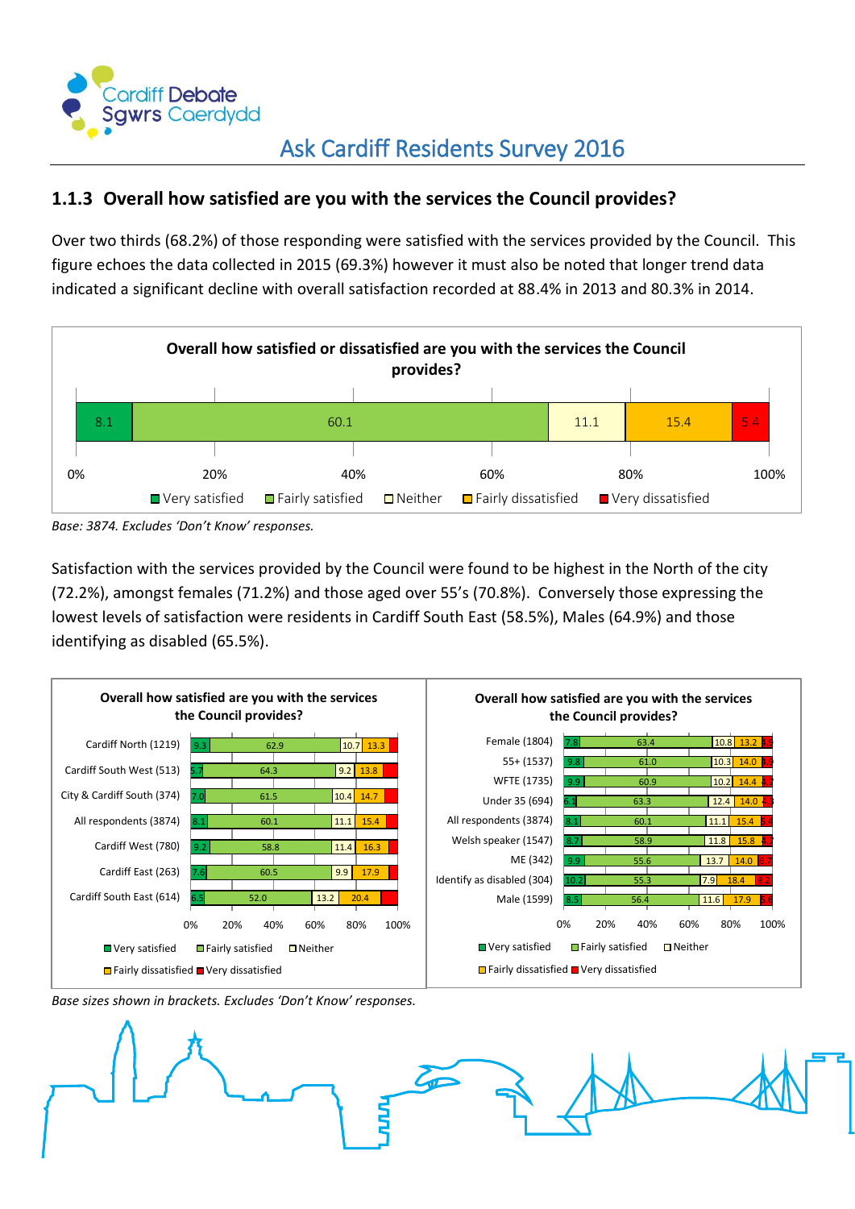## 1.1.3 Overall how satisfied are you with the services the Council provides?

Over two thirds (68.2%) of those responding were satisfied with the services provided by the Council. This figure echoes the data collected in 2015 (69.3%) however it must also be noted that longer trend data indicated a significant decline with overall satisfaction recorded at 88.4% in 2013 and 80.3% in 2014.

**Overall how satisfied or dissatisfied are you with the services the Council provides?**

| Very satisfied | Fairly satisfied | Neither | Fairly dissatisfied | Very dissatisfied |
|---|---|---|---|---|
| 8.1 | 60.1 | 11.1 | 15.4 | 5.4 |

*Base: 3874. Excludes 'Don't Know' responses.*

Satisfaction with the services provided by the Council were found to be highest in the North of the city (72.2%), amongst females (71.2%) and those aged over 55's (70.8%). Conversely those expressing the lowest levels of satisfaction were residents in Cardiff South East (58.5%), Males (64.9%) and those identifying as disabled (65.5%).

**Overall how satisfied are you with the services the Council provides?**

| | Very satisfied | Fairly satisfied | Neither | Fairly dissatisfied | Very dissatisfied |
|---|---|---|---|---|---|
| Cardiff North (1219) | 9.3 | 62.9 | 10.7 | 13.3 | |
| Cardiff South West (513) | 5.7 | 64.3 | 9.2 | 13.8 | |
| City & Cardiff South (374) | 7.0 | 61.5 | 10.4 | 14.7 | |
| All respondents (3874) | 8.1 | 60.1 | 11.1 | 15.4 | |
| Cardiff West (780) | 9.2 | 58.8 | 11.4 | 16.3 | |
| Cardiff East (263) | 7.6 | 60.5 | 9.9 | 17.9 | |
| Cardiff South East (614) | 6.5 | 52.0 | 13.2 | 20.4 | |

**Overall how satisfied are you with the services the Council provides?**

| | Very satisfied | Fairly satisfied | Neither | Fairly dissatisfied | Very dissatisfied |
|---|---|---|---|---|---|
| Female (1804) | 7.8 | 63.4 | 10.8 | 13.2 | 4.9 |
| 55+ (1537) | 9.8 | 61.0 | 10.3 | 14.0 | 4.9 |
| WFTE (1735) | 9.9 | 60.9 | 10.2 | 14.4 | 4.7 |
| Under 35 (694) | 6.1 | 63.3 | 12.4 | 14.0 | 4.3 |
| All respondents (3874) | 8.1 | 60.1 | 11.1 | 15.4 | 5.4 |
| Welsh speaker (1547) | 8.7 | 58.9 | 11.8 | 15.8 | 4.7 |
| ME (342) | 9.9 | 55.6 | 13.7 | 14.0 | 6.7 |
| Identify as disabled (304) | 10.2 | 55.3 | 7.9 | 18.4 | 8.2 |
| Male (1599) | 8.5 | 56.4 | 11.6 | 17.9 | 5.6 |

*Base sizes shown in brackets. Excludes 'Don't Know' responses.*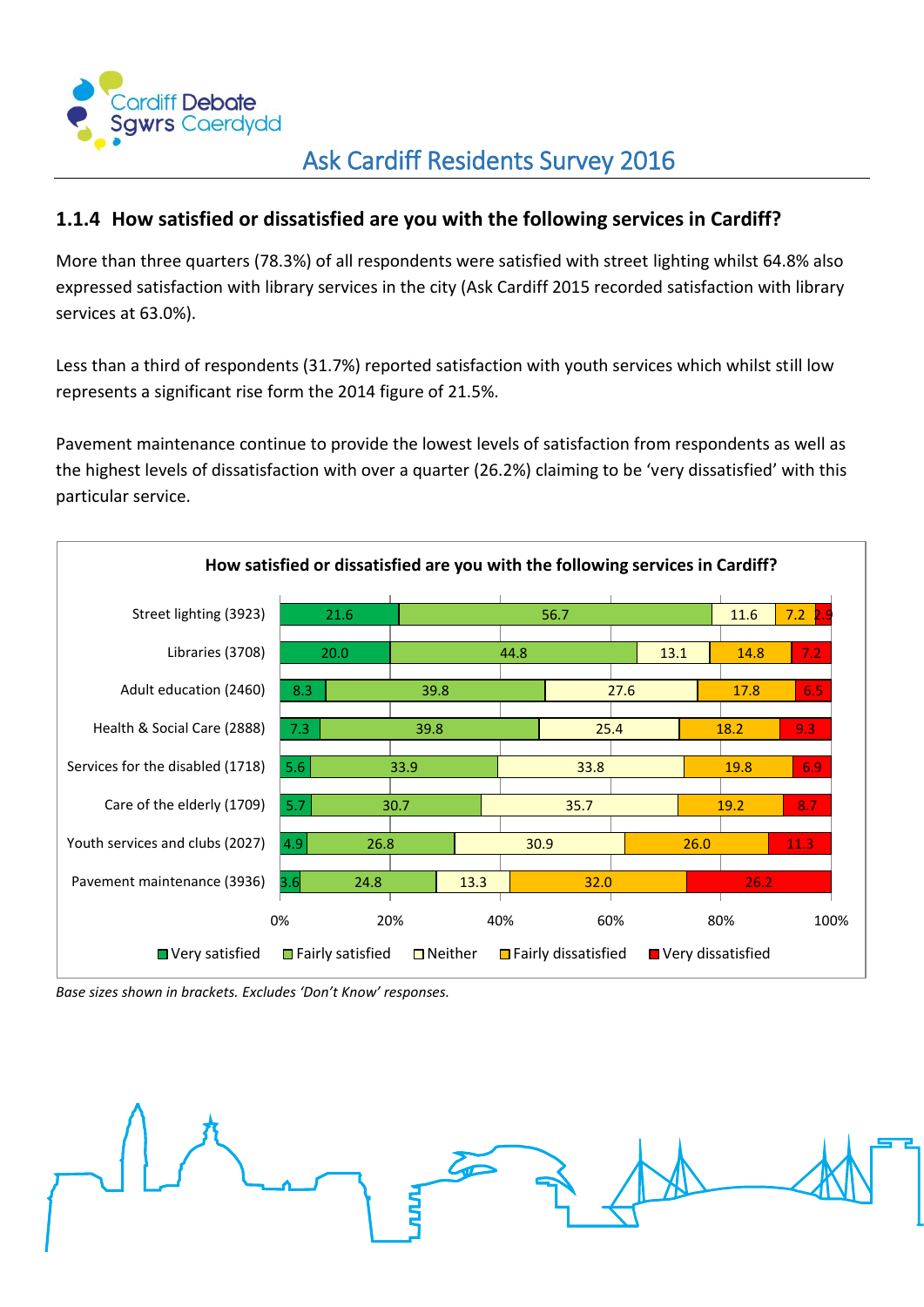## 1.1.4 How satisfied or dissatisfied are you with the following services in Cardiff?

More than three quarters (78.3%) of all respondents were satisfied with street lighting whilst 64.8% also expressed satisfaction with library services in the city (Ask Cardiff 2015 recorded satisfaction with library services at 63.0%).

Less than a third of respondents (31.7%) reported satisfaction with youth services which whilst still low represents a significant rise form the 2014 figure of 21.5%.

Pavement maintenance continue to provide the lowest levels of satisfaction from respondents as well as the highest levels of dissatisfaction with over a quarter (26.2%) claiming to be 'very dissatisfied' with this particular service.

**How satisfied or dissatisfied are you with the following services in Cardiff?**

| Service | Very satisfied | Fairly satisfied | Neither | Fairly dissatisfied | Very dissatisfied |
|---|---|---|---|---|---|
| Street lighting (3923) | 21.6 | 56.7 | 11.6 | 7.2 | 2.9 |
| Libraries (3708) | 20.0 | 44.8 | 13.1 | 14.8 | 7.2 |
| Adult education (2460) | 8.3 | 39.8 | 27.6 | 17.8 | 6.5 |
| Health & Social Care (2888) | 7.3 | 39.8 | 25.4 | 18.2 | 9.3 |
| Services for the disabled (1718) | 5.6 | 33.9 | 33.8 | 19.8 | 6.9 |
| Care of the elderly (1709) | 5.7 | 30.7 | 35.7 | 19.2 | 8.7 |
| Youth services and clubs (2027) | 4.9 | 26.8 | 30.9 | 26.0 | 11.3 |
| Pavement maintenance (3936) | 3.6 | 24.8 | 13.3 | 32.0 | 26.2 |

*Base sizes shown in brackets. Excludes 'Don't Know' responses.*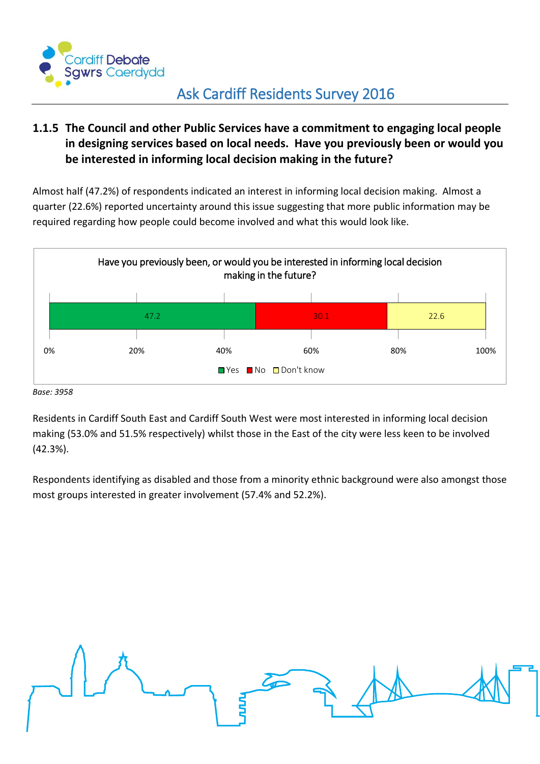### 1.1.5 The Council and other Public Services have a commitment to engaging local people in designing services based on local needs. Have you previously been or would you be interested in informing local decision making in the future?

Almost half (47.2%) of respondents indicated an interest in informing local decision making. Almost a quarter (22.6%) reported uncertainty around this issue suggesting that more public information may be required regarding how people could become involved and what this would look like.

Have you previously been, or would you be interested in informing local decision making in the future?

| Yes | No | Don't know |
|---|---|---|
| 47.2 | 30.1 | 22.6 |

*Base: 3958*

Residents in Cardiff South East and Cardiff South West were most interested in informing local decision making (53.0% and 51.5% respectively) whilst those in the East of the city were less keen to be involved (42.3%).

Respondents identifying as disabled and those from a minority ethnic background were also amongst those most groups interested in greater involvement (57.4% and 52.2%).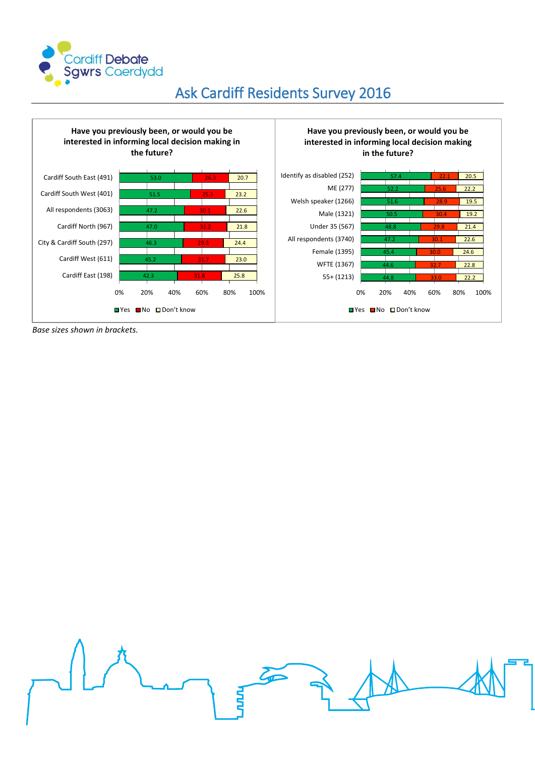# Ask Cardiff Residents Survey 2016

**Have you previously been, or would you be interested in informing local decision making in the future?**

| | Yes | No | Don't know |
|---|---|---|---|
| Cardiff South East (491) | 53.0 | 26.3 | 20.7 |
| Cardiff South West (401) | 51.5 | 25.3 | 23.2 |
| All respondents (3063) | 47.2 | 30.1 | 22.6 |
| Cardiff North (967) | 47.0 | 31.2 | 21.8 |
| City & Cardiff South (297) | 46.3 | 29.3 | 24.4 |
| Cardiff West (611) | 45.2 | 31.7 | 23.0 |
| Cardiff East (198) | 42.3 | 31.8 | 25.8 |

**Have you previously been, or would you be interested in informing local decision making in the future?**

| | Yes | No | Don't know |
|---|---|---|---|
| Identify as disabled (252) | 57.4 | 22.1 | 20.5 |
| ME (277) | 52.2 | 25.6 | 22.2 |
| Welsh speaker (1266) | 51.6 | 28.9 | 19.5 |
| Male (1321) | 50.5 | 30.4 | 19.2 |
| Under 35 (567) | 48.8 | 29.8 | 21.4 |
| All respondents (3740) | 47.2 | 30.1 | 22.6 |
| Female (1395) | 45.4 | 30.0 | 24.6 |
| WFTE (1367) | 44.6 | 32.7 | 22.8 |
| 55+ (1213) | 44.8 | 33.0 | 22.2 |

*Base sizes shown in brackets.*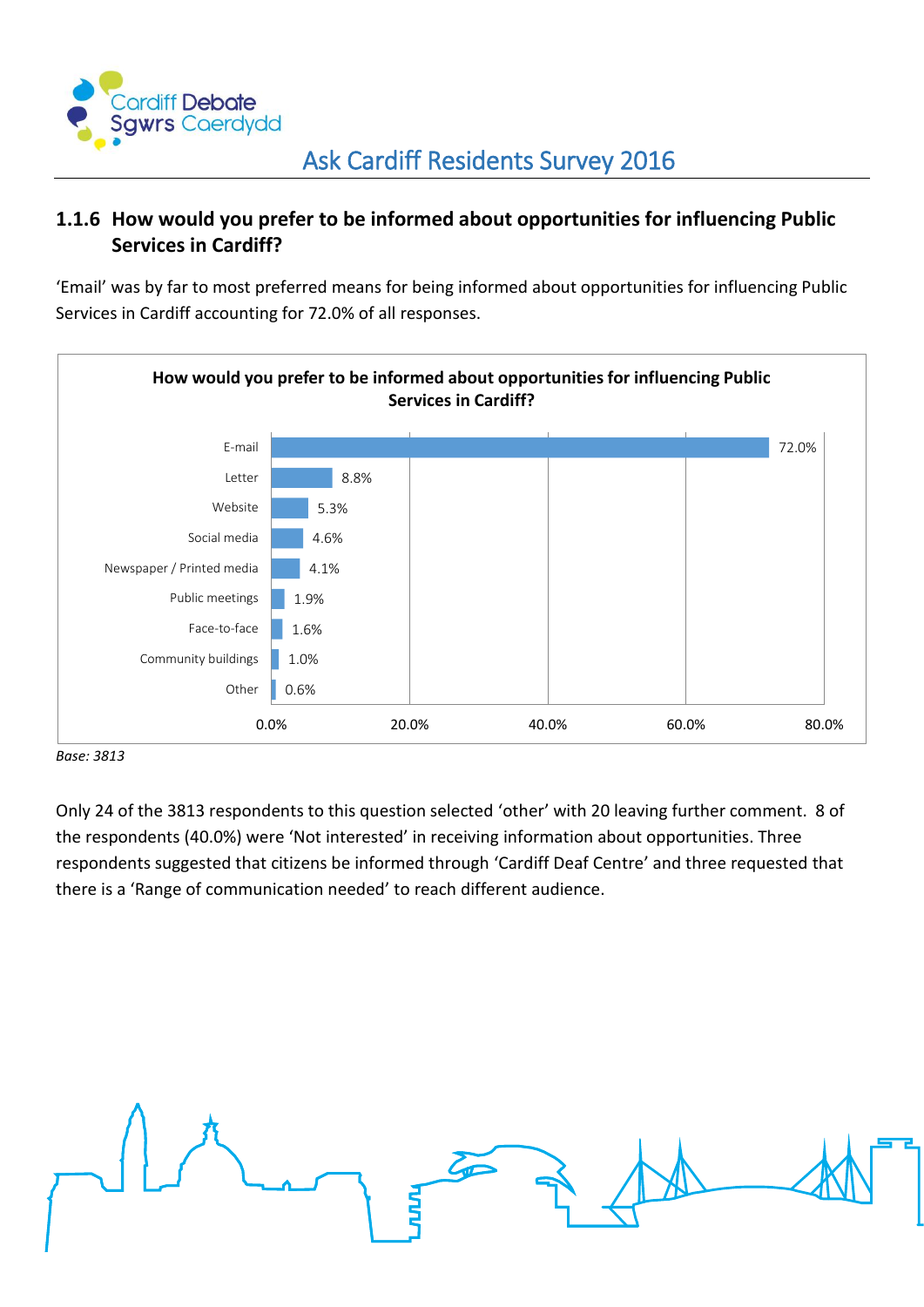### 1.1.6 How would you prefer to be informed about opportunities for influencing Public Services in Cardiff?

'Email' was by far to most preferred means for being informed about opportunities for influencing Public Services in Cardiff accounting for 72.0% of all responses.

**How would you prefer to be informed about opportunities for influencing Public Services in Cardiff?**

| Method | % |
|---|---|
| E-mail | 72.0% |
| Letter | 8.8% |
| Website | 5.3% |
| Social media | 4.6% |
| Newspaper / Printed media | 4.1% |
| Public meetings | 1.9% |
| Face-to-face | 1.6% |
| Community buildings | 1.0% |
| Other | 0.6% |

*Base: 3813*

Only 24 of the 3813 respondents to this question selected 'other' with 20 leaving further comment. 8 of the respondents (40.0%) were 'Not interested' in receiving information about opportunities. Three respondents suggested that citizens be informed through 'Cardiff Deaf Centre' and three requested that there is a 'Range of communication needed' to reach different audience.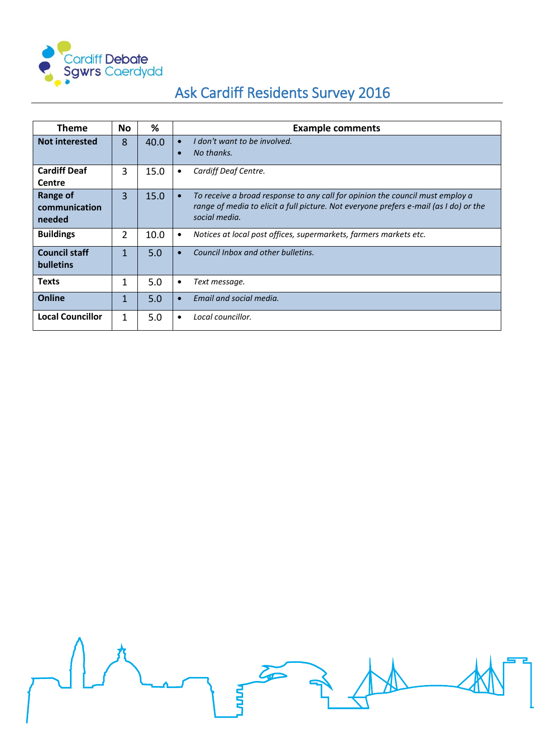| Theme | No | % | Example comments |
|---|---|---|---|
| **Not interested** | 8 | 40.0 | • *I don't want to be involved.*<br>• *No thanks.* |
| **Cardiff Deaf Centre** | 3 | 15.0 | • *Cardiff Deaf Centre.* |
| **Range of communication needed** | 3 | 15.0 | • *To receive a broad response to any call for opinion the council must employ a range of media to elicit a full picture. Not everyone prefers e-mail (as I do) or the social media.* |
| **Buildings** | 2 | 10.0 | • *Notices at local post offices, supermarkets, farmers markets etc.* |
| **Council staff bulletins** | 1 | 5.0 | • *Council Inbox and other bulletins.* |
| **Texts** | 1 | 5.0 | • *Text message.* |
| **Online** | 1 | 5.0 | • *Email and social media.* |
| **Local Councillor** | 1 | 5.0 | • *Local councillor.* |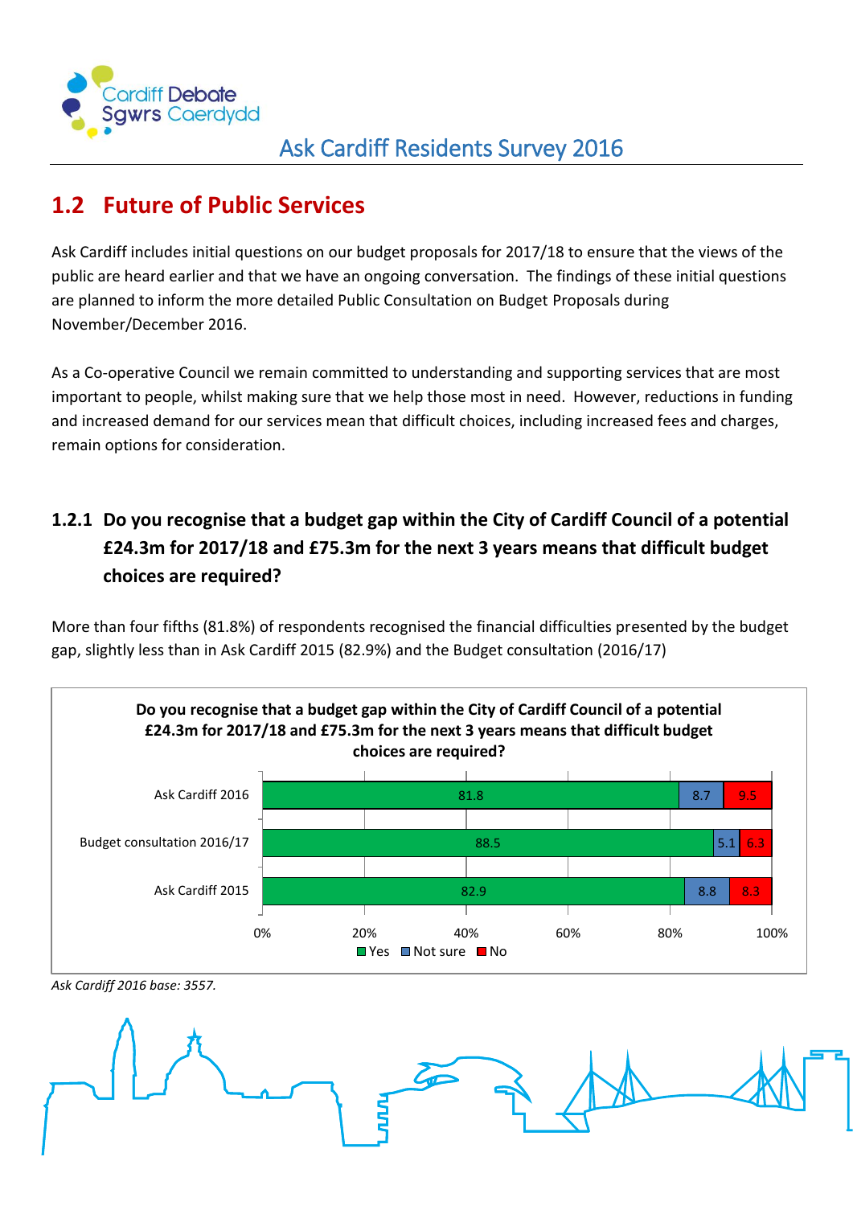## 1.2 Future of Public Services

Ask Cardiff includes initial questions on our budget proposals for 2017/18 to ensure that the views of the public are heard earlier and that we have an ongoing conversation. The findings of these initial questions are planned to inform the more detailed Public Consultation on Budget Proposals during November/December 2016.

As a Co-operative Council we remain committed to understanding and supporting services that are most important to people, whilst making sure that we help those most in need. However, reductions in funding and increased demand for our services mean that difficult choices, including increased fees and charges, remain options for consideration.

### 1.2.1 Do you recognise that a budget gap within the City of Cardiff Council of a potential £24.3m for 2017/18 and £75.3m for the next 3 years means that difficult budget choices are required?

More than four fifths (81.8%) of respondents recognised the financial difficulties presented by the budget gap, slightly less than in Ask Cardiff 2015 (82.9%) and the Budget consultation (2016/17)

**Do you recognise that a budget gap within the City of Cardiff Council of a potential £24.3m for 2017/18 and £75.3m for the next 3 years means that difficult budget choices are required?**

| | Yes | Not sure | No |
|---|---|---|---|
| Ask Cardiff 2016 | 81.8 | 8.7 | 9.5 |
| Budget consultation 2016/17 | 88.5 | 5.1 | 6.3 |
| Ask Cardiff 2015 | 82.9 | 8.8 | 8.3 |

*Ask Cardiff 2016 base: 3557.*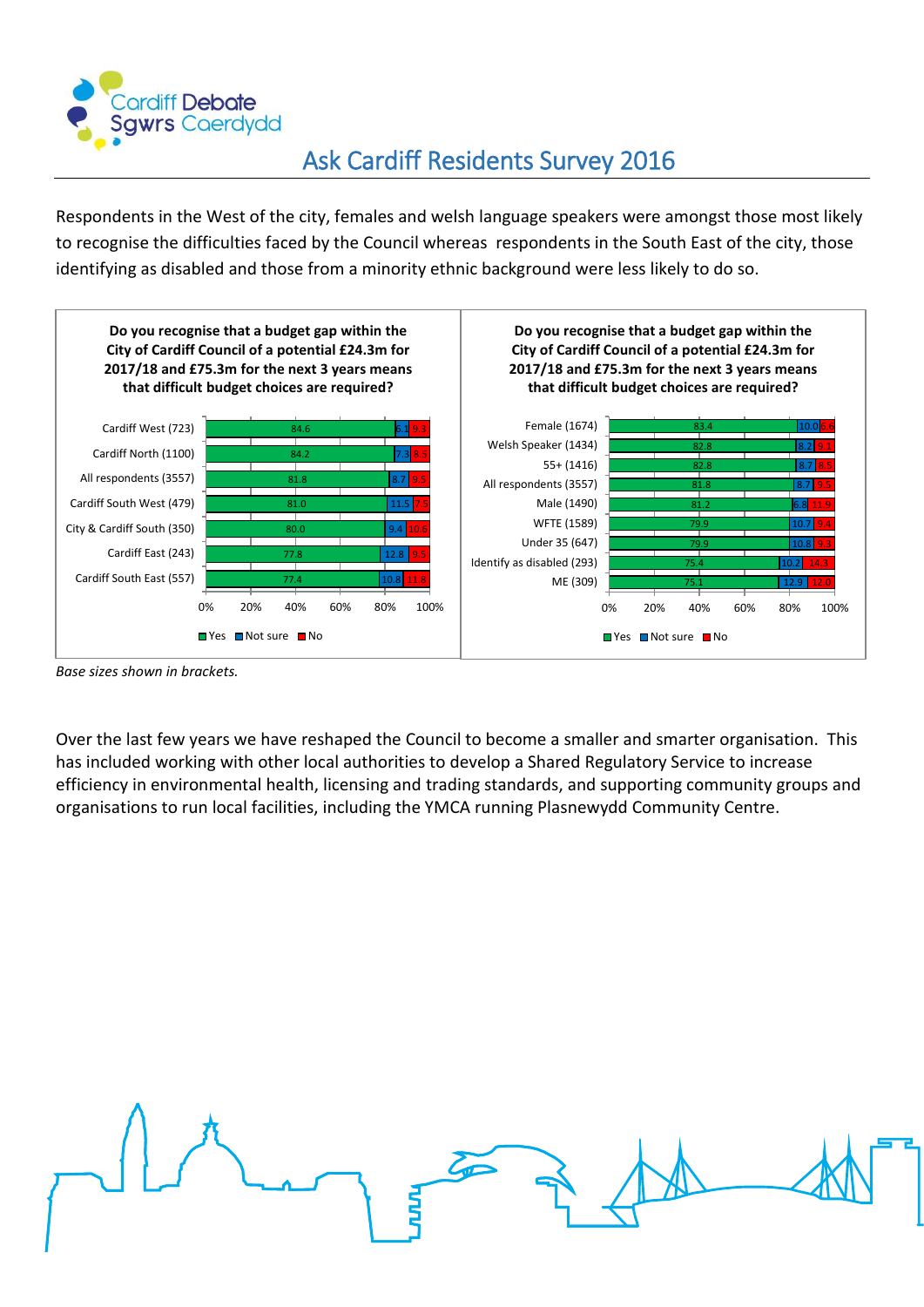# Ask Cardiff Residents Survey 2016

Respondents in the West of the city, females and welsh language speakers were amongst those most likely to recognise the difficulties faced by the Council whereas respondents in the South East of the city, those identifying as disabled and those from a minority ethnic background were less likely to do so.

**Do you recognise that a budget gap within the City of Cardiff Council of a potential £24.3m for 2017/18 and £75.3m for the next 3 years means that difficult budget choices are required?**

| | Yes | Not sure | No |
|---|---|---|---|
| Cardiff West (723) | 84.6 | 6.1 | 9.3 |
| Cardiff North (1100) | 84.2 | 7.3 | 8.5 |
| All respondents (3557) | 81.8 | 8.7 | 9.5 |
| Cardiff South West (479) | 81.0 | 11.5 | 7.5 |
| City & Cardiff South (350) | 80.0 | 9.4 | 10.6 |
| Cardiff East (243) | 77.8 | 12.8 | 9.5 |
| Cardiff South East (557) | 77.4 | 10.8 | 11.8 |

**Do you recognise that a budget gap within the City of Cardiff Council of a potential £24.3m for 2017/18 and £75.3m for the next 3 years means that difficult budget choices are required?**

| | Yes | Not sure | No |
|---|---|---|---|
| Female (1674) | 83.4 | 10.0 | 6.6 |
| Welsh Speaker (1434) | 82.8 | 8.2 | 9.1 |
| 55+ (1416) | 82.8 | 8.7 | 8.5 |
| All respondents (3557) | 81.8 | 8.7 | 9.5 |
| Male (1490) | 81.2 | 6.8 | 11.9 |
| WFTE (1589) | 79.9 | 10.7 | 9.4 |
| Under 35 (647) | 79.9 | 10.8 | 9.3 |
| Identify as disabled (293) | 75.4 | 10.2 | 14.3 |
| ME (309) | 75.1 | 12.9 | 12.0 |

*Base sizes shown in brackets.*

Over the last few years we have reshaped the Council to become a smaller and smarter organisation. This has included working with other local authorities to develop a Shared Regulatory Service to increase efficiency in environmental health, licensing and trading standards, and supporting community groups and organisations to run local facilities, including the YMCA running Plasnewydd Community Centre.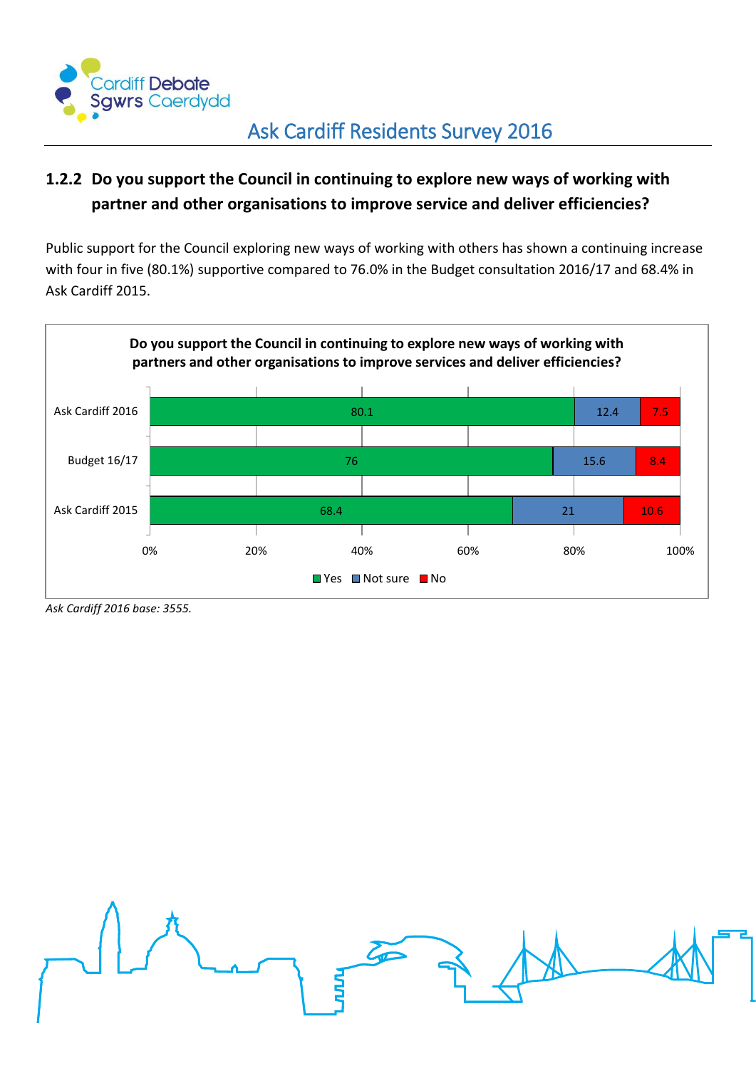### 1.2.2 Do you support the Council in continuing to explore new ways of working with partner and other organisations to improve service and deliver efficiencies?

Public support for the Council exploring new ways of working with others has shown a continuing increase with four in five (80.1%) supportive compared to 76.0% in the Budget consultation 2016/17 and 68.4% in Ask Cardiff 2015.

**Do you support the Council in continuing to explore new ways of working with partners and other organisations to improve services and deliver efficiencies?**

| | Yes | Not sure | No |
|---|---|---|---|
| Ask Cardiff 2016 | 80.1 | 12.4 | 7.5 |
| Budget 16/17 | 76 | 15.6 | 8.4 |
| Ask Cardiff 2015 | 68.4 | 21 | 10.6 |

*Ask Cardiff 2016 base: 3555.*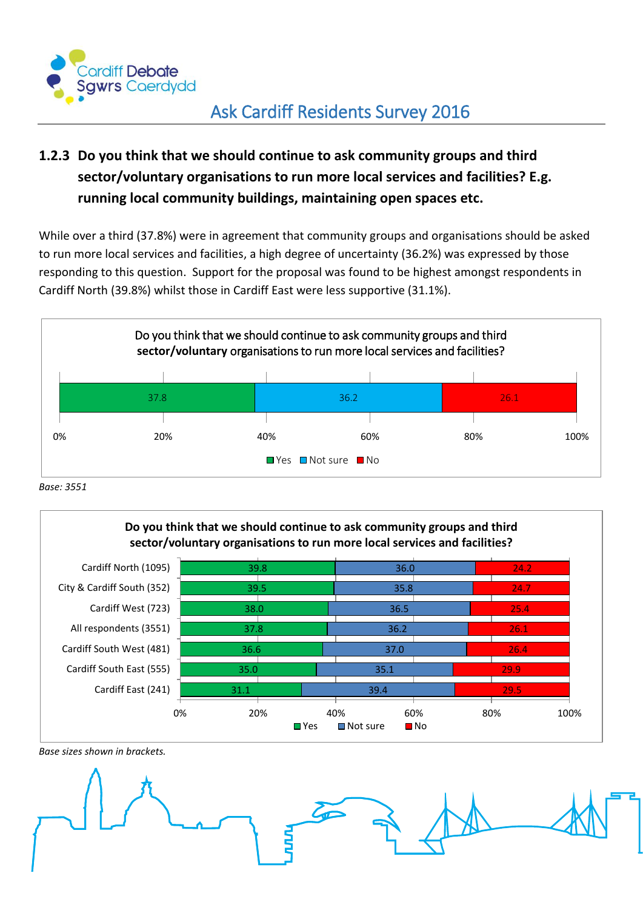### 1.2.3 Do you think that we should continue to ask community groups and third sector/voluntary organisations to run more local services and facilities? E.g. running local community buildings, maintaining open spaces etc.

While over a third (37.8%) were in agreement that community groups and organisations should be asked to run more local services and facilities, a high degree of uncertainty (36.2%) was expressed by those responding to this question. Support for the proposal was found to be highest amongst respondents in Cardiff North (39.8%) whilst those in Cardiff East were less supportive (31.1%).

**Do you think that we should continue to ask community groups and third sector/voluntary organisations to run more local services and facilities?**

| | Yes | Not sure | No |
|---|---|---|---|
| All respondents | 37.8 | 36.2 | 26.1 |

*Base: 3551*

**Do you think that we should continue to ask community groups and third sector/voluntary organisations to run more local services and facilities?**

| | Yes | Not sure | No |
|---|---|---|---|
| Cardiff North (1095) | 39.8 | 36.0 | 24.2 |
| City & Cardiff South (352) | 39.5 | 35.8 | 24.7 |
| Cardiff West (723) | 38.0 | 36.5 | 25.4 |
| All respondents (3551) | 37.8 | 36.2 | 26.1 |
| Cardiff South West (481) | 36.6 | 37.0 | 26.4 |
| Cardiff South East (555) | 35.0 | 35.1 | 29.9 |
| Cardiff East (241) | 31.1 | 39.4 | 29.5 |

*Base sizes shown in brackets.*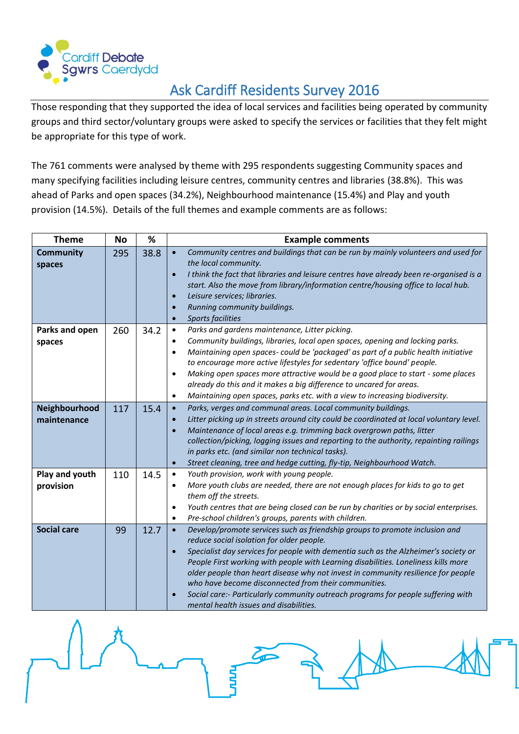# Ask Cardiff Residents Survey 2016

Those responding that they supported the idea of local services and facilities being operated by community groups and third sector/voluntary groups were asked to specify the services or facilities that they felt might be appropriate for this type of work.

The 761 comments were analysed by theme with 295 respondents suggesting Community spaces and many specifying facilities including leisure centres, community centres and libraries (38.8%). This was ahead of Parks and open spaces (34.2%), Neighbourhood maintenance (15.4%) and Play and youth provision (14.5%). Details of the full themes and example comments are as follows:

| Theme | No | % | Example comments |
|---|---|---|---|
| **Community spaces** | 295 | 38.8 | • *Community centres and buildings that can be run by mainly volunteers and used for the local community.*<br>• *I think the fact that libraries and leisure centres have already been re-organised is a start. Also the move from library/information centre/housing office to local hub.*<br>• *Leisure services; libraries.*<br>• *Running community buildings.*<br>• *Sports facilities* |
| **Parks and open spaces** | 260 | 34.2 | • *Parks and gardens maintenance, Litter picking.*<br>• *Community buildings, libraries, local open spaces, opening and locking parks.*<br>• *Maintaining open spaces- could be 'packaged' as part of a public health initiative to encourage more active lifestyles for sedentary 'office bound' people.*<br>• *Making open spaces more attractive would be a good place to start - some places already do this and it makes a big difference to uncared for areas.*<br>• *Maintaining open spaces, parks etc. with a view to increasing biodiversity.* |
| **Neighbourhood maintenance** | 117 | 15.4 | • *Parks, verges and communal areas. Local community buildings.*<br>• *Litter picking up in streets around city could be coordinated at local voluntary level.*<br>• *Maintenance of local areas e.g. trimming back overgrown paths, litter collection/picking, logging issues and reporting to the authority, repainting railings in parks etc. (and similar non technical tasks).*<br>• *Street cleaning, tree and hedge cutting, fly-tip, Neighbourhood Watch.* |
| **Play and youth provision** | 110 | 14.5 | • *Youth provision, work with young people.*<br>• *More youth clubs are needed, there are not enough places for kids to go to get them off the streets.*<br>• *Youth centres that are being closed can be run by charities or by social enterprises.*<br>• *Pre-school children's groups, parents with children.* |
| **Social care** | 99 | 12.7 | • *Develop/promote services such as friendship groups to promote inclusion and reduce social isolation for older people.*<br>• *Specialist day services for people with dementia such as the Alzheimer's society or People First working with people with Learning disabilities. Loneliness kills more older people than heart disease why not invest in community resilience for people who have become disconnected from their communities.*<br>• *Social care:- Particularly community outreach programs for people suffering with mental health issues and disabilities.* |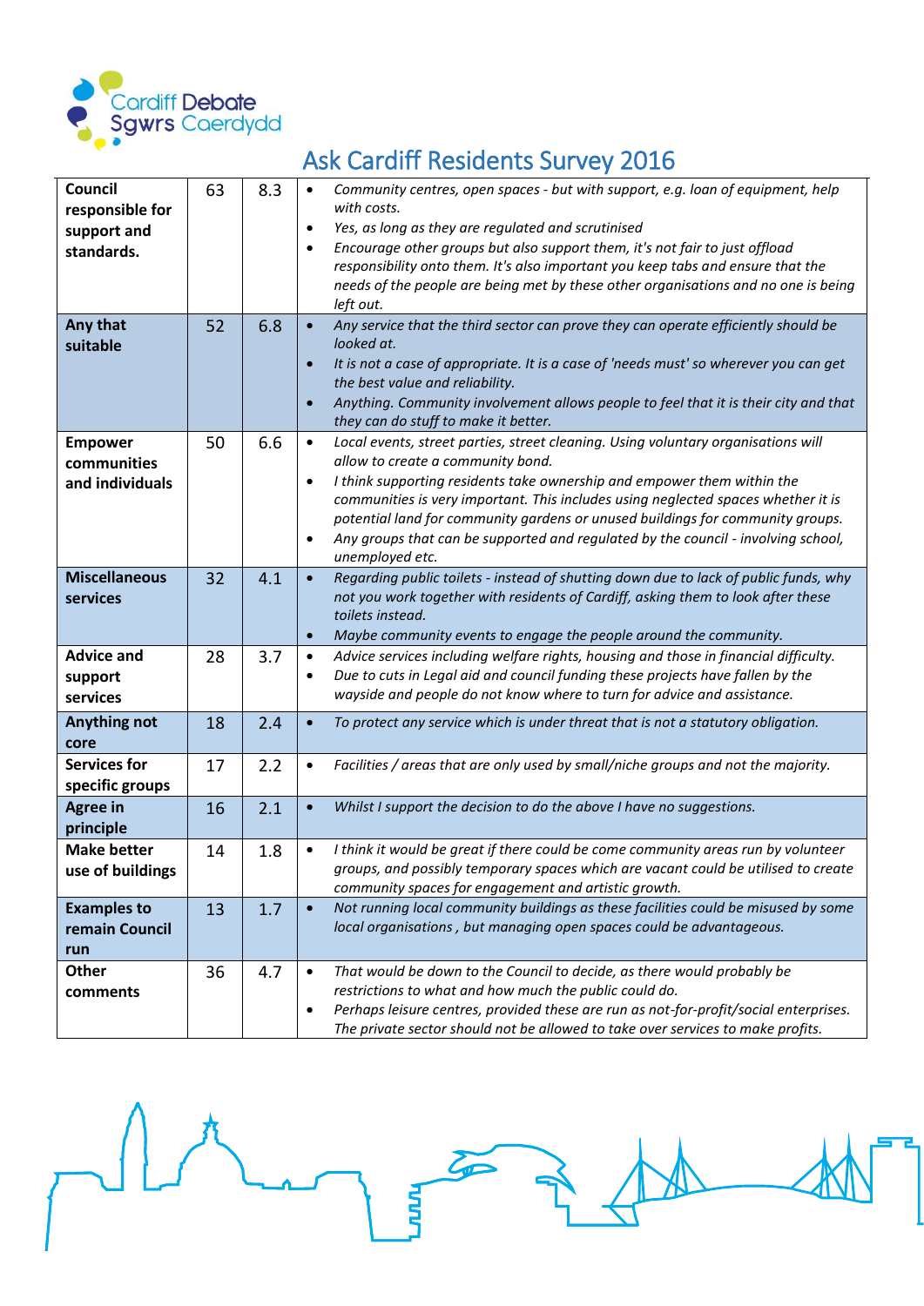# Ask Cardiff Residents Survey 2016

| | | | |
|---|---|---|---|
| **Council responsible for support and standards.** | 63 | 8.3 | • *Community centres, open spaces - but with support, e.g. loan of equipment, help with costs.*<br>• *Yes, as long as they are regulated and scrutinised*<br>• *Encourage other groups but also support them, it's not fair to just offload responsibility onto them. It's also important you keep tabs and ensure that the needs of the people are being met by these other organisations and no one is being left out.* |
| **Any that suitable** | 52 | 6.8 | • *Any service that the third sector can prove they can operate efficiently should be looked at.*<br>• *It is not a case of appropriate. It is a case of 'needs must' so wherever you can get the best value and reliability.*<br>• *Anything. Community involvement allows people to feel that it is their city and that they can do stuff to make it better.* |
| **Empower communities and individuals** | 50 | 6.6 | • *Local events, street parties, street cleaning. Using voluntary organisations will allow to create a community bond.*<br>• *I think supporting residents take ownership and empower them within the communities is very important. This includes using neglected spaces whether it is potential land for community gardens or unused buildings for community groups.*<br>• *Any groups that can be supported and regulated by the council - involving school, unemployed etc.* |
| **Miscellaneous services** | 32 | 4.1 | • *Regarding public toilets - instead of shutting down due to lack of public funds, why not you work together with residents of Cardiff, asking them to look after these toilets instead.*<br>• *Maybe community events to engage the people around the community.* |
| **Advice and support services** | 28 | 3.7 | • *Advice services including welfare rights, housing and those in financial difficulty.*<br>• *Due to cuts in Legal aid and council funding these projects have fallen by the wayside and people do not know where to turn for advice and assistance.* |
| **Anything not core** | 18 | 2.4 | • *To protect any service which is under threat that is not a statutory obligation.* |
| **Services for specific groups** | 17 | 2.2 | • *Facilities / areas that are only used by small/niche groups and not the majority.* |
| **Agree in principle** | 16 | 2.1 | • *Whilst I support the decision to do the above I have no suggestions.* |
| **Make better use of buildings** | 14 | 1.8 | • *I think it would be great if there could be come community areas run by volunteer groups, and possibly temporary spaces which are vacant could be utilised to create community spaces for engagement and artistic growth.* |
| **Examples to remain Council run** | 13 | 1.7 | • *Not running local community buildings as these facilities could be misused by some local organisations , but managing open spaces could be advantageous.* |
| **Other comments** | 36 | 4.7 | • *That would be down to the Council to decide, as there would probably be restrictions to what and how much the public could do.*<br>• *Perhaps leisure centres, provided these are run as not-for-profit/social enterprises. The private sector should not be allowed to take over services to make profits.* |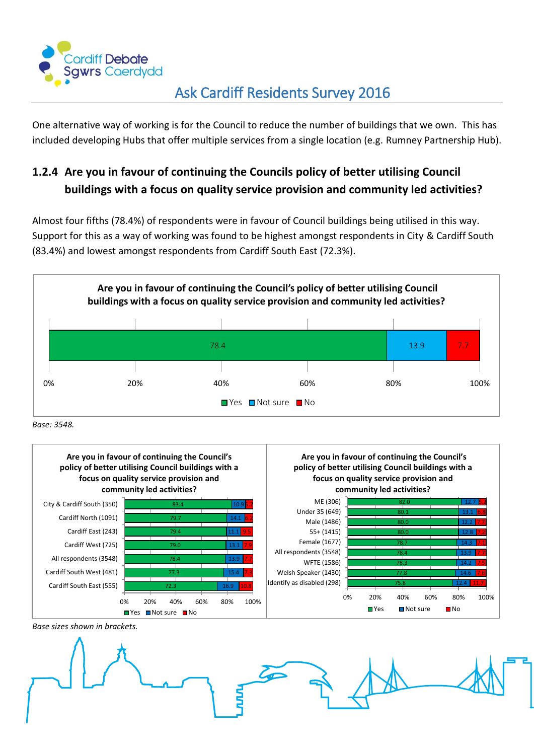# Ask Cardiff Residents Survey 2016

One alternative way of working is for the Council to reduce the number of buildings that we own. This has included developing Hubs that offer multiple services from a single location (e.g. Rumney Partnership Hub).

## 1.2.4 Are you in favour of continuing the Councils policy of better utilising Council buildings with a focus on quality service provision and community led activities?

Almost four fifths (78.4%) of respondents were in favour of Council buildings being utilised in this way. Support for this as a way of working was found to be highest amongst respondents in City & Cardiff South (83.4%) and lowest amongst respondents from Cardiff South East (72.3%).

**Are you in favour of continuing the Council's policy of better utilising Council buildings with a focus on quality service provision and community led activities?**

| | Yes | Not sure | No |
|---|---|---|---|
| All respondents | 78.4 | 13.9 | 7.7 |

*Base: 3548.*

**Are you in favour of continuing the Council's policy of better utilising Council buildings with a focus on quality service provision and community led activities?**

| | Yes | Not sure | No |
|---|---|---|---|
| City & Cardiff South (350) | 83.4 | 10.9 | 5.7 |
| Cardiff North (1091) | 79.7 | 14.1 | 6.2 |
| Cardiff East (243) | 79.4 | 11.1 | 9.5 |
| Cardiff West (725) | 79.0 | 13.1 | 7.9 |
| All respondents (3548) | 78.4 | 13.9 | 7.7 |
| Cardiff South West (481) | 77.3 | 15.4 | 7.3 |
| Cardiff South East (555) | 72.3 | 16.9 | 10.8 |

**Are you in favour of continuing the Council's policy of better utilising Council buildings with a focus on quality service provision and community led activities?**

| | Yes | Not sure | No |
|---|---|---|---|
| ME (306) | 82.0 | 12.7 | 5.2 |
| Under 35 (649) | 80.1 | 13.1 | 6.8 |
| Male (1486) | 80.0 | 12.2 | 7.7 |
| 55+ (1415) | 80.0 | 12.8 | 7.2 |
| Female (1677) | 78.7 | 14.3 | 7.1 |
| All respondents (3548) | 78.4 | 13.9 | 7.7 |
| WFTE (1586) | 78.3 | 14.2 | 7.5 |
| Welsh Speaker (1430) | 77.8 | 14.6 | 7.6 |
| Identify as disabled (298) | 75.8 | 12.4 | 11.7 |

*Base sizes shown in brackets.*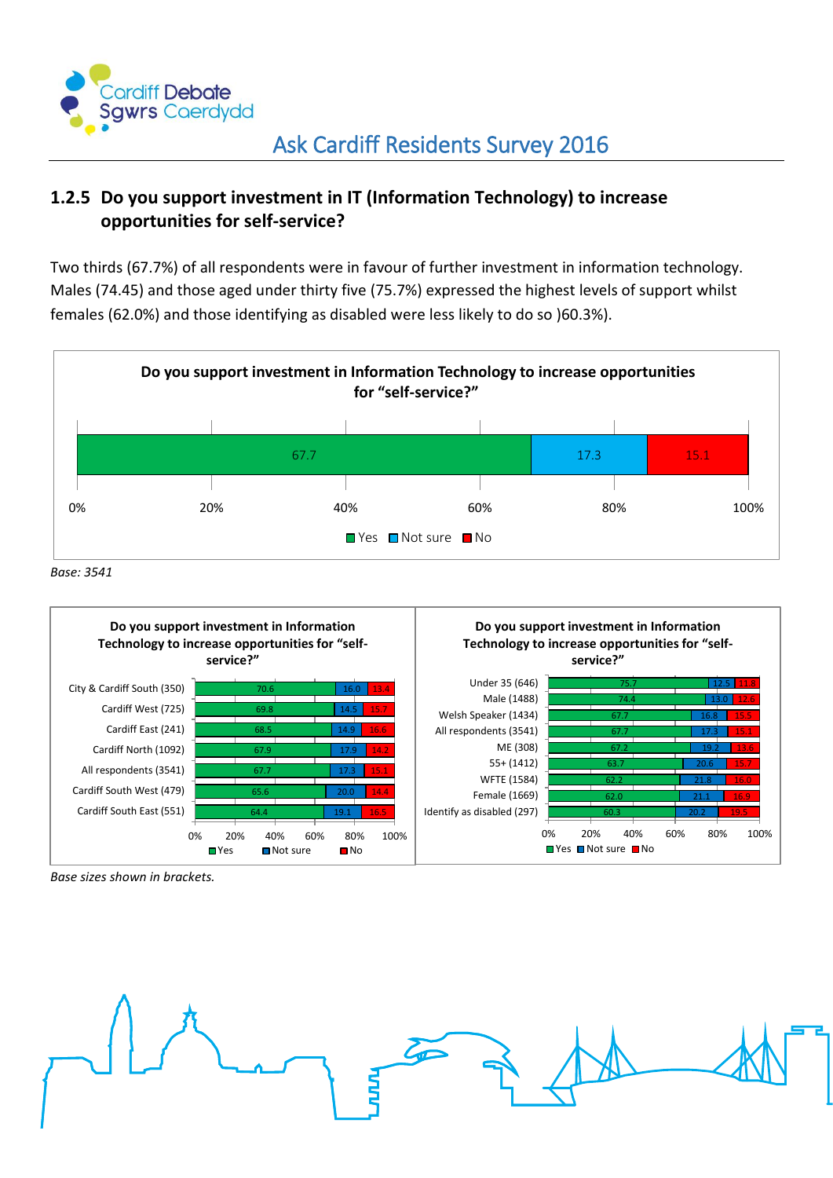## 1.2.5 Do you support investment in IT (Information Technology) to increase opportunities for self-service?

Two thirds (67.7%) of all respondents were in favour of further investment in information technology. Males (74.45) and those aged under thirty five (75.7%) expressed the highest levels of support whilst females (62.0%) and those identifying as disabled were less likely to do so )60.3%).

**Do you support investment in Information Technology to increase opportunities for "self-service?"**

| | Yes | Not sure | No |
|---|---|---|---|
| All respondents | 67.7 | 17.3 | 15.1 |

*Base: 3541*

**Do you support investment in Information Technology to increase opportunities for "self-service?"**

| | Yes | Not sure | No |
|---|---|---|---|
| City & Cardiff South (350) | 70.6 | 16.0 | 13.4 |
| Cardiff West (725) | 69.8 | 14.5 | 15.7 |
| Cardiff East (241) | 68.5 | 14.9 | 16.6 |
| Cardiff North (1092) | 67.9 | 17.9 | 14.2 |
| All respondents (3541) | 67.7 | 17.3 | 15.1 |
| Cardiff South West (479) | 65.6 | 20.0 | 14.4 |
| Cardiff South East (551) | 64.4 | 19.1 | 16.5 |

**Do you support investment in Information Technology to increase opportunities for "self-service?"**

| | Yes | Not sure | No |
|---|---|---|---|
| Under 35 (646) | 75.7 | 12.5 | 11.8 |
| Male (1488) | 74.4 | 13.0 | 12.6 |
| Welsh Speaker (1434) | 67.7 | 16.8 | 15.5 |
| All respondents (3541) | 67.7 | 17.3 | 15.1 |
| ME (308) | 67.2 | 19.2 | 13.6 |
| 55+ (1412) | 63.7 | 20.6 | 15.7 |
| WFTE (1584) | 62.2 | 21.8 | 16.0 |
| Female (1669) | 62.0 | 21.1 | 16.9 |
| Identify as disabled (297) | 60.3 | 20.2 | 19.5 |

*Base sizes shown in brackets.*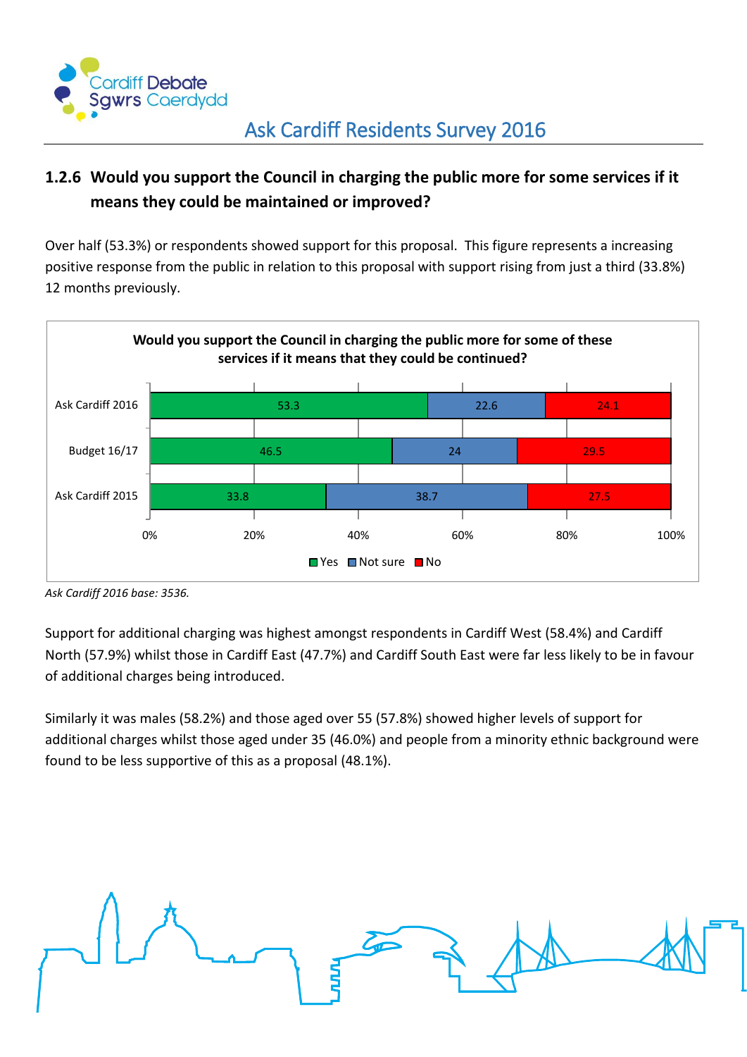### 1.2.6 Would you support the Council in charging the public more for some services if it means they could be maintained or improved?

Over half (53.3%) or respondents showed support for this proposal. This figure represents a increasing positive response from the public in relation to this proposal with support rising from just a third (33.8%) 12 months previously.

**Would you support the Council in charging the public more for some of these services if it means that they could be continued?**

| | Yes | Not sure | No |
|---|---|---|---|
| Ask Cardiff 2016 | 53.3 | 22.6 | 24.1 |
| Budget 16/17 | 46.5 | 24 | 29.5 |
| Ask Cardiff 2015 | 33.8 | 38.7 | 27.5 |

*Ask Cardiff 2016 base: 3536.*

Support for additional charging was highest amongst respondents in Cardiff West (58.4%) and Cardiff North (57.9%) whilst those in Cardiff East (47.7%) and Cardiff South East were far less likely to be in favour of additional charges being introduced.

Similarly it was males (58.2%) and those aged over 55 (57.8%) showed higher levels of support for additional charges whilst those aged under 35 (46.0%) and people from a minority ethnic background were found to be less supportive of this as a proposal (48.1%).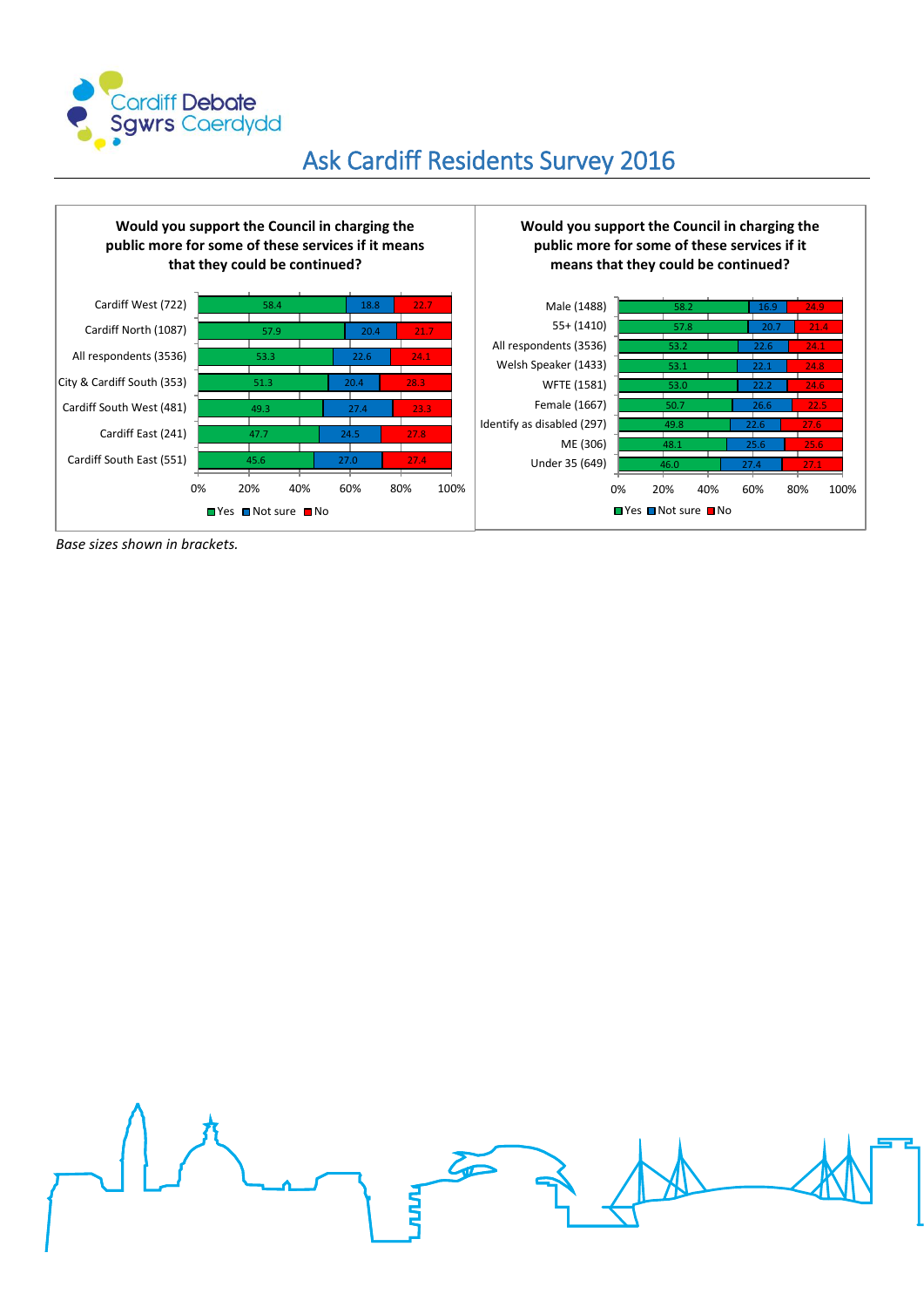# Ask Cardiff Residents Survey 2016

**Would you support the Council in charging the public more for some of these services if it means that they could be continued?**

| | Yes | Not sure | No |
|---|---|---|---|
| Cardiff West (722) | 58.4 | 18.8 | 22.7 |
| Cardiff North (1087) | 57.9 | 20.4 | 21.7 |
| All respondents (3536) | 53.3 | 22.6 | 24.1 |
| City & Cardiff South (353) | 51.3 | 20.4 | 28.3 |
| Cardiff South West (481) | 49.3 | 27.4 | 23.3 |
| Cardiff East (241) | 47.7 | 24.5 | 27.8 |
| Cardiff South East (551) | 45.6 | 27.0 | 27.4 |

**Would you support the Council in charging the public more for some of these services if it means that they could be continued?**

| | Yes | Not sure | No |
|---|---|---|---|
| Male (1488) | 58.2 | 16.9 | 24.9 |
| 55+ (1410) | 57.8 | 20.7 | 21.4 |
| All respondents (3536) | 53.2 | 22.6 | 24.1 |
| Welsh Speaker (1433) | 53.1 | 22.1 | 24.8 |
| WFTE (1581) | 53.0 | 22.2 | 24.6 |
| Female (1667) | 50.7 | 26.6 | 22.5 |
| Identify as disabled (297) | 49.8 | 22.6 | 27.6 |
| ME (306) | 48.1 | 25.6 | 25.6 |
| Under 35 (649) | 46.0 | 27.4 | 27.1 |

*Base sizes shown in brackets.*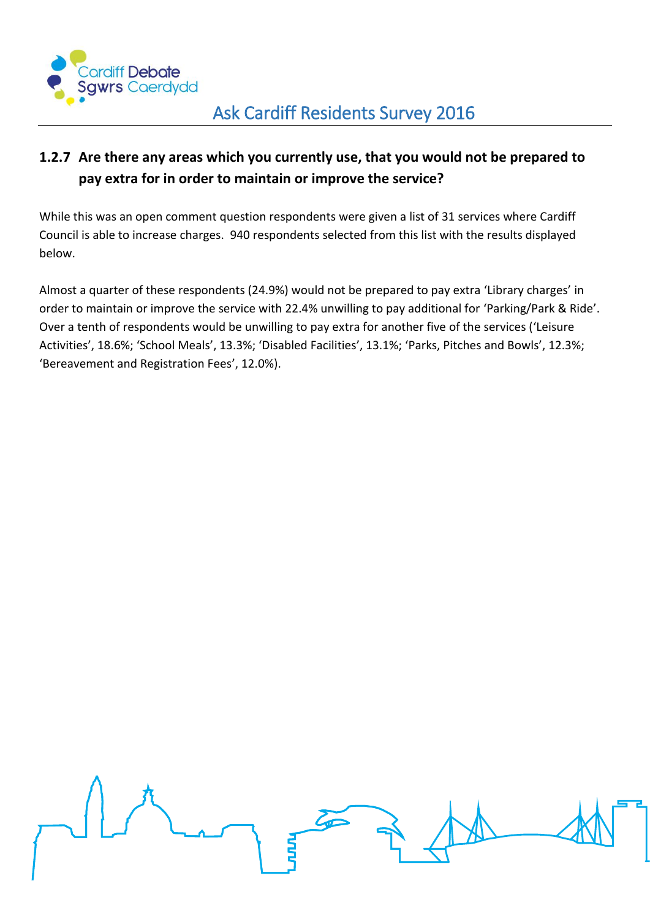### 1.2.7 Are there any areas which you currently use, that you would not be prepared to pay extra for in order to maintain or improve the service?

While this was an open comment question respondents were given a list of 31 services where Cardiff Council is able to increase charges. 940 respondents selected from this list with the results displayed below.

Almost a quarter of these respondents (24.9%) would not be prepared to pay extra 'Library charges' in order to maintain or improve the service with 22.4% unwilling to pay additional for 'Parking/Park & Ride'. Over a tenth of respondents would be unwilling to pay extra for another five of the services ('Leisure Activities', 18.6%; 'School Meals', 13.3%; 'Disabled Facilities', 13.1%; 'Parks, Pitches and Bowls', 12.3%; 'Bereavement and Registration Fees', 12.0%).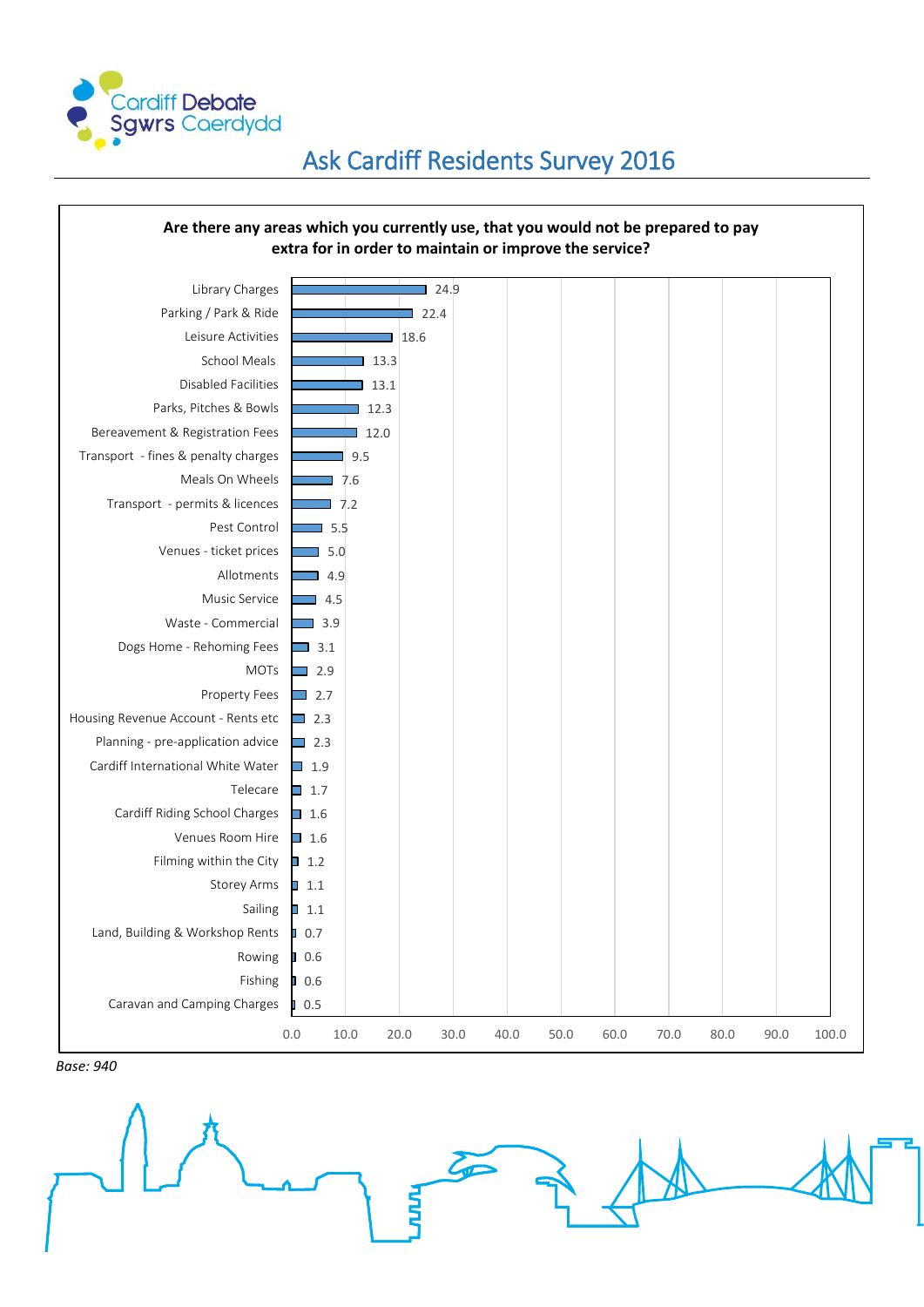# Ask Cardiff Residents Survey 2016

**Are there any areas which you currently use, that you would not be prepared to pay extra for in order to maintain or improve the service?**

| Area | % |
|---|---|
| Library Charges | 24.9 |
| Parking / Park & Ride | 22.4 |
| Leisure Activities | 18.6 |
| School Meals | 13.3 |
| Disabled Facilities | 13.1 |
| Parks, Pitches & Bowls | 12.3 |
| Bereavement & Registration Fees | 12.0 |
| Transport - fines & penalty charges | 9.5 |
| Meals On Wheels | 7.6 |
| Transport - permits & licences | 7.2 |
| Pest Control | 5.5 |
| Venues - ticket prices | 5.0 |
| Allotments | 4.9 |
| Music Service | 4.5 |
| Waste - Commercial | 3.9 |
| Dogs Home - Rehoming Fees | 3.1 |
| MOTs | 2.9 |
| Property Fees | 2.7 |
| Housing Revenue Account - Rents etc | 2.3 |
| Planning - pre-application advice | 2.3 |
| Cardiff International White Water | 1.9 |
| Telecare | 1.7 |
| Cardiff Riding School Charges | 1.6 |
| Venues Room Hire | 1.6 |
| Filming within the City | 1.2 |
| Storey Arms | 1.1 |
| Sailing | 1.1 |
| Land, Building & Workshop Rents | 0.7 |
| Rowing | 0.6 |
| Fishing | 0.6 |
| Caravan and Camping Charges | 0.5 |

*Base: 940*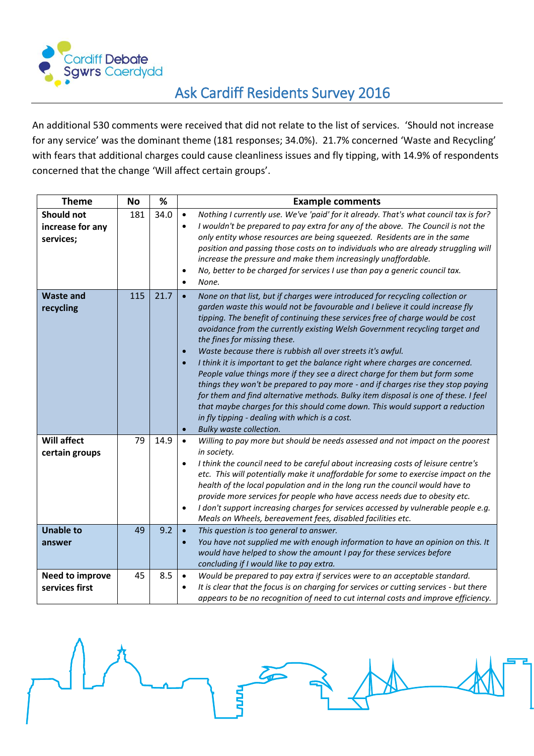# Ask Cardiff Residents Survey 2016

An additional 530 comments were received that did not relate to the list of services. 'Should not increase for any service' was the dominant theme (181 responses; 34.0%). 21.7% concerned 'Waste and Recycling' with fears that additional charges could cause cleanliness issues and fly tipping, with 14.9% of respondents concerned that the change 'Will affect certain groups'.

| Theme | No | % | Example comments |
|---|---|---|---|
| **Should not increase for any services;** | 181 | 34.0 | • *Nothing I currently use. We've 'paid' for it already. That's what council tax is for?*<br>• *I wouldn't be prepared to pay extra for any of the above. The Council is not the only entity whose resources are being squeezed. Residents are in the same position and passing those costs on to individuals who are already struggling will increase the pressure and make them increasingly unaffordable.*<br>• *No, better to be charged for services I use than pay a generic council tax.*<br>• *None.* |
| **Waste and recycling** | 115 | 21.7 | • *None on that list, but if charges were introduced for recycling collection or garden waste this would not be favourable and I believe it could increase fly tipping. The benefit of continuing these services free of charge would be cost avoidance from the currently existing Welsh Government recycling target and the fines for missing these.*<br>• *Waste because there is rubbish all over streets it's awful.*<br>• *I think it is important to get the balance right where charges are concerned. People value things more if they see a direct charge for them but form some things they won't be prepared to pay more - and if charges rise they stop paying for them and find alternative methods. Bulky item disposal is one of these. I feel that maybe charges for this should come down. This would support a reduction in fly tipping - dealing with which is a cost.*<br>• *Bulky waste collection.* |
| **Will affect certain groups** | 79 | 14.9 | • *Willing to pay more but should be needs assessed and not impact on the poorest in society.*<br>• *I think the council need to be careful about increasing costs of leisure centre's etc. This will potentially make it unaffordable for some to exercise impact on the health of the local population and in the long run the council would have to provide more services for people who have access needs due to obesity etc.*<br>• *I don't support increasing charges for services accessed by vulnerable people e.g. Meals on Wheels, bereavement fees, disabled facilities etc.* |
| **Unable to answer** | 49 | 9.2 | • *This question is too general to answer.*<br>• *You have not supplied me with enough information to have an opinion on this. It would have helped to show the amount I pay for these services before concluding if I would like to pay extra.* |
| **Need to improve services first** | 45 | 8.5 | • *Would be prepared to pay extra if services were to an acceptable standard.*<br>• *It is clear that the focus is on charging for services or cutting services - but there appears to be no recognition of need to cut internal costs and improve efficiency.* |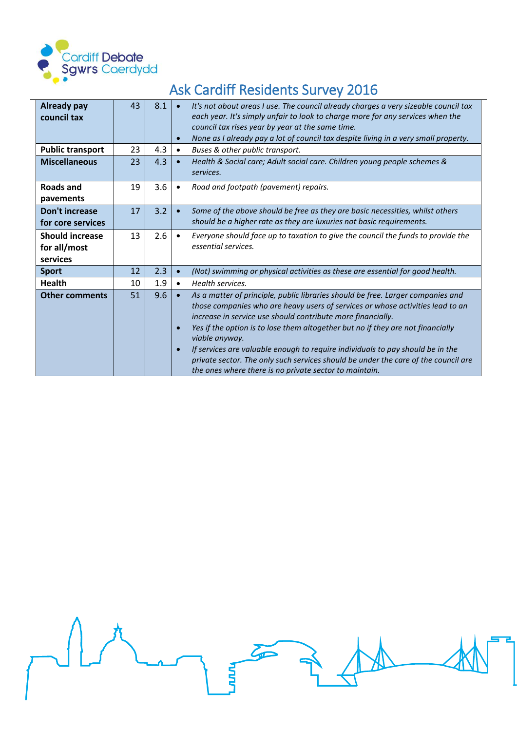| | | | |
|---|---|---|---|
| **Already pay council tax** | 43 | 8.1 | • *It's not about areas I use. The council already charges a very sizeable council tax each year. It's simply unfair to look to charge more for any services when the council tax rises year by year at the same time.*<br>• *None as I already pay a lot of council tax despite living in a very small property.* |
| **Public transport** | 23 | 4.3 | • *Buses & other public transport.* |
| **Miscellaneous** | 23 | 4.3 | • *Health & Social care; Adult social care. Children young people schemes & services.* |
| **Roads and pavements** | 19 | 3.6 | • *Road and footpath (pavement) repairs.* |
| **Don't increase for core services** | 17 | 3.2 | • *Some of the above should be free as they are basic necessities, whilst others should be a higher rate as they are luxuries not basic requirements.* |
| **Should increase for all/most services** | 13 | 2.6 | • *Everyone should face up to taxation to give the council the funds to provide the essential services.* |
| **Sport** | 12 | 2.3 | • *(Not) swimming or physical activities as these are essential for good health.* |
| **Health** | 10 | 1.9 | • *Health services.* |
| **Other comments** | 51 | 9.6 | • *As a matter of principle, public libraries should be free. Larger companies and those companies who are heavy users of services or whose activities lead to an increase in service use should contribute more financially.*<br>• *Yes if the option is to lose them altogether but no if they are not financially viable anyway.*<br>• *If services are valuable enough to require individuals to pay should be in the private sector. The only such services should be under the care of the council are the ones where there is no private sector to maintain.* |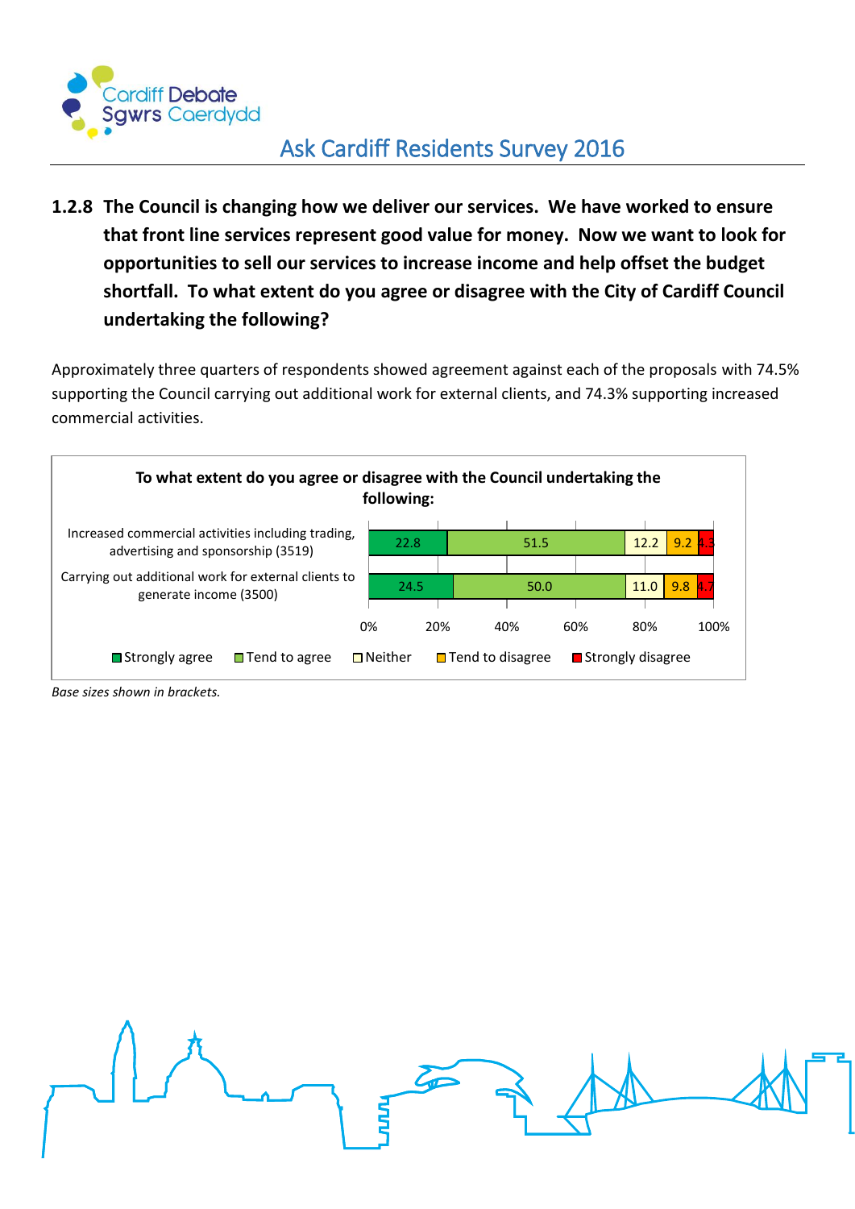### 1.2.8 The Council is changing how we deliver our services. We have worked to ensure that front line services represent good value for money. Now we want to look for opportunities to sell our services to increase income and help offset the budget shortfall. To what extent do you agree or disagree with the City of Cardiff Council undertaking the following?

Approximately three quarters of respondents showed agreement against each of the proposals with 74.5% supporting the Council carrying out additional work for external clients, and 74.3% supporting increased commercial activities.

**To what extent do you agree or disagree with the Council undertaking the following:**

| | Strongly agree | Tend to agree | Neither | Tend to disagree | Strongly disagree |
|---|---|---|---|---|---|
| Increased commercial activities including trading, advertising and sponsorship (3519) | 22.8 | 51.5 | 12.2 | 9.2 | 4.3 |
| Carrying out additional work for external clients to generate income (3500) | 24.5 | 50.0 | 11.0 | 9.8 | 4.7 |

*Base sizes shown in brackets.*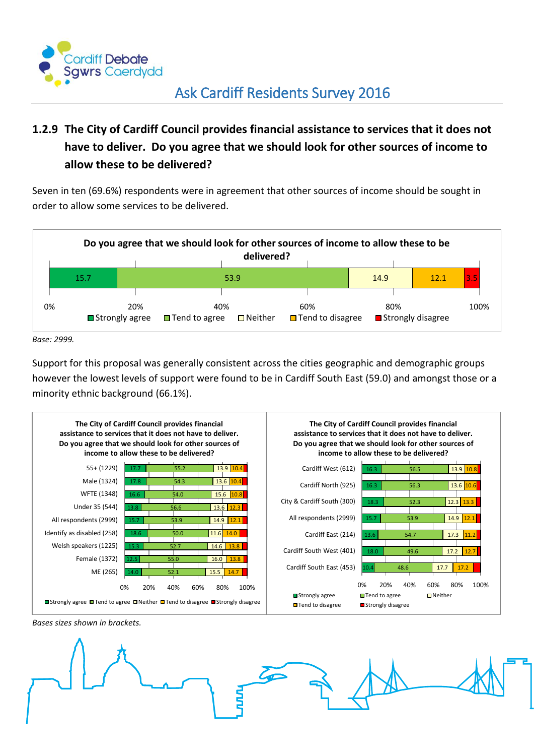## 1.2.9 The City of Cardiff Council provides financial assistance to services that it does not have to deliver. Do you agree that we should look for other sources of income to allow these to be delivered?

Seven in ten (69.6%) respondents were in agreement that other sources of income should be sought in order to allow some services to be delivered.

Do you agree that we should look for other sources of income to allow these to be delivered?

15.7 53.9 14.9 12.1 3.5

0% 20% 40% 60% 80% 100%

Strongly agree, Tend to agree, Neither, Tend to disagree, Strongly disagree

*Base: 2999.*

Support for this proposal was generally consistent across the cities geographic and demographic groups however the lowest levels of support were found to be in Cardiff South East (59.0) and amongst those or a minority ethnic background (66.1%).

The City of Cardiff Council provides financial assistance to services that it does not have to deliver. Do you agree that we should look for other sources of income to allow these to be delivered?

55+ (1229): 17.7 55.2 13.9 10.4

Male (1324): 17.8 54.3 13.6 10.4

WFTE (1348): 16.6 54.0 15.6 10.8

Under 35 (544): 13.8 56.6 13.6 12.3

All respondents (2999): 15.7 53.9 14.9 12.1

Identify as disabled (258): 18.6 50.0 11.6 14.0

Welsh speakers (1225): 15.3 52.7 14.6 13.8

Female (1372): 12.5 55.0 16.0 13.8

ME (265): 14.0 52.1 15.5 14.7

0% 20% 40% 60% 80% 100%

Strongly agree, Tend to agree, Neither, Tend to disagree, Strongly disagree

The City of Cardiff Council provides financial assistance to services that it does not have to deliver. Do you agree that we should look for other sources of income to allow these to be delivered?

Cardiff West (612): 16.3 56.5 13.9 10.8

Cardiff North (925): 16.3 56.3 13.6 10.6

City & Cardiff South (300): 18.3 52.3 12.3 13.3

All respondents (2999): 15.7 53.9 14.9 12.1

Cardiff East (214): 13.6 54.7 17.3 11.2

Cardiff South West (401): 18.0 49.6 17.2 12.7

Cardiff South East (453): 10.4 48.6 17.7 17.2

0% 20% 40% 60% 80% 100%

Strongly agree, Tend to agree, Neither, Tend to disagree, Strongly disagree

*Bases sizes shown in brackets.*